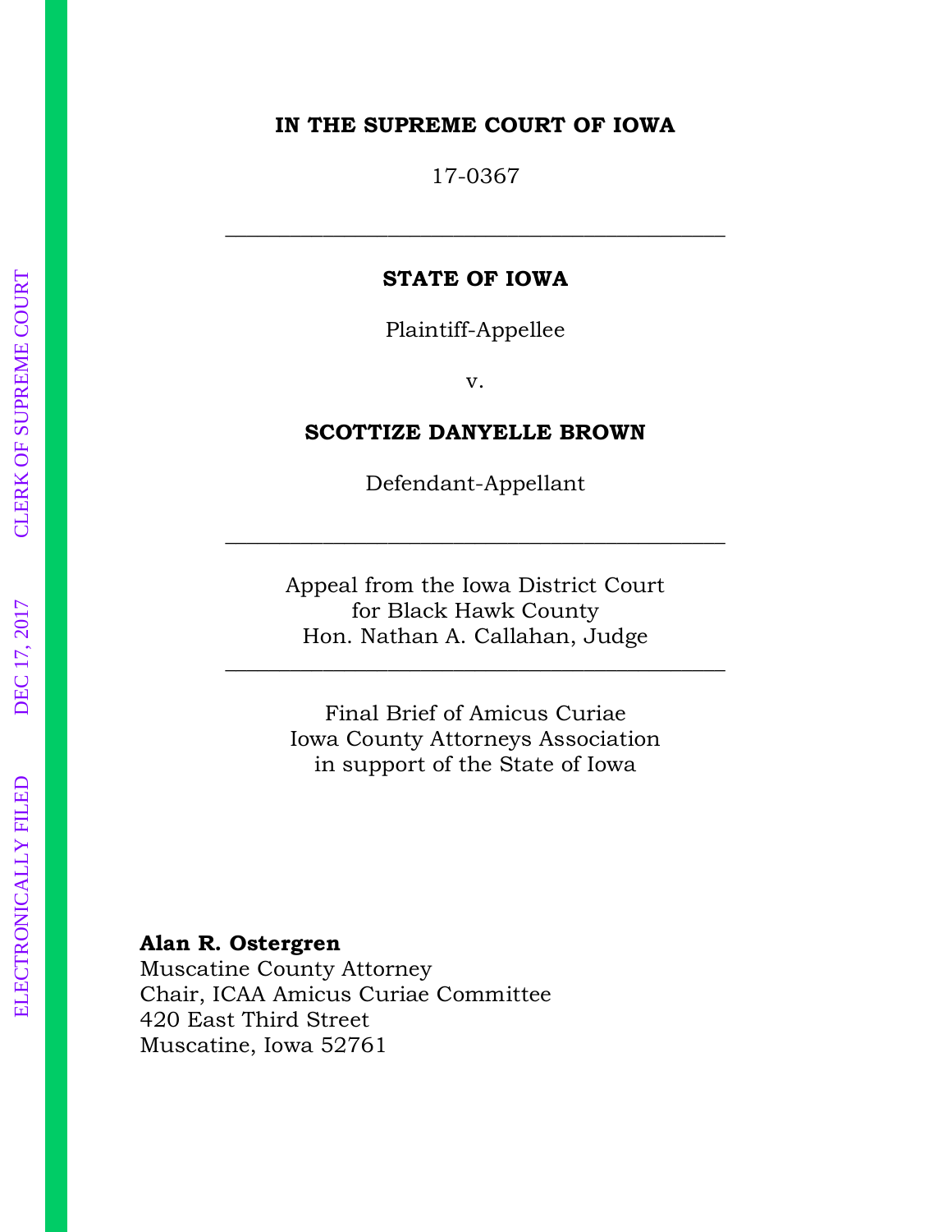**IN THE SUPREME COURT OF IOWA**

17-0367

---

**STATE OF IOWA**

Plaintiff-Appellee

v.

**SCOTTIZE DANYELLE BROWN**

Defendant-Appellant

---

Appeal from the Iowa District Court
for Black Hawk County
Hon. Nathan A. Callahan, Judge

---

Final Brief of Amicus Curiae
Iowa County Attorneys Association
in support of the State of Iowa

**Alan R. Ostergren**
Muscatine County Attorney
Chair, ICAA Amicus Curiae Committee
420 East Third Street
Muscatine, Iowa 52761

ELECTRONICALLY FILED DEC 17, 2017 CLERK OF SUPREME COURT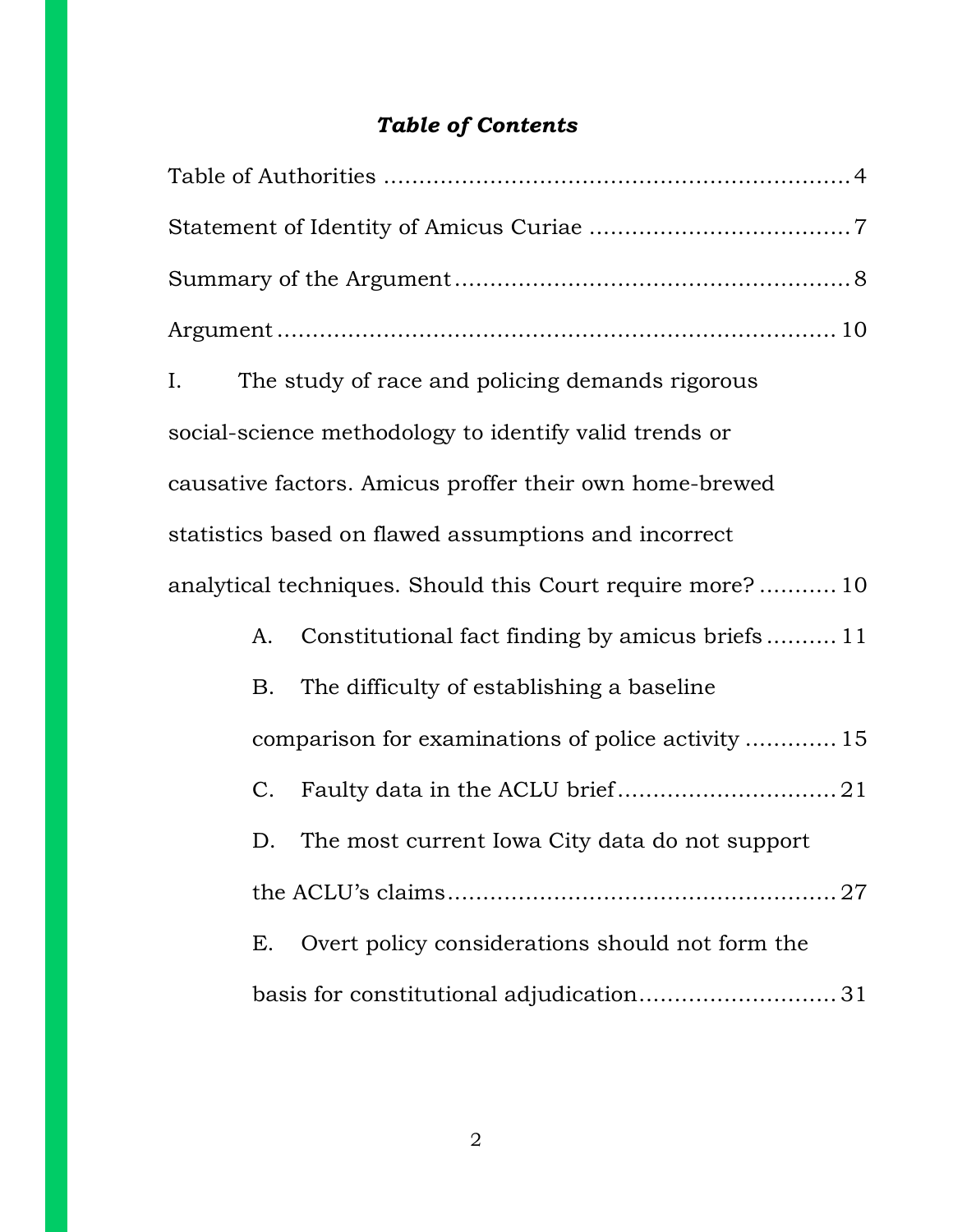## *Table of Contents*

Table of Authorities .................................................................. 4

Statement of Identity of Amicus Curiae ..................................... 7

Summary of the Argument........................................................ 8

Argument ................................................................................ 10

I. The study of race and policing demands rigorous social-science methodology to identify valid trends or causative factors. Amicus proffer their own home-brewed statistics based on flawed assumptions and incorrect analytical techniques. Should this Court require more? ........... 10

- A. Constitutional fact finding by amicus briefs .......... 11
- B. The difficulty of establishing a baseline comparison for examinations of police activity ............ 15
- C. Faulty data in the ACLU brief............................... 21
- D. The most current Iowa City data do not support the ACLU's claims...................................................... 27
- E. Overt policy considerations should not form the basis for constitutional adjudication............................ 31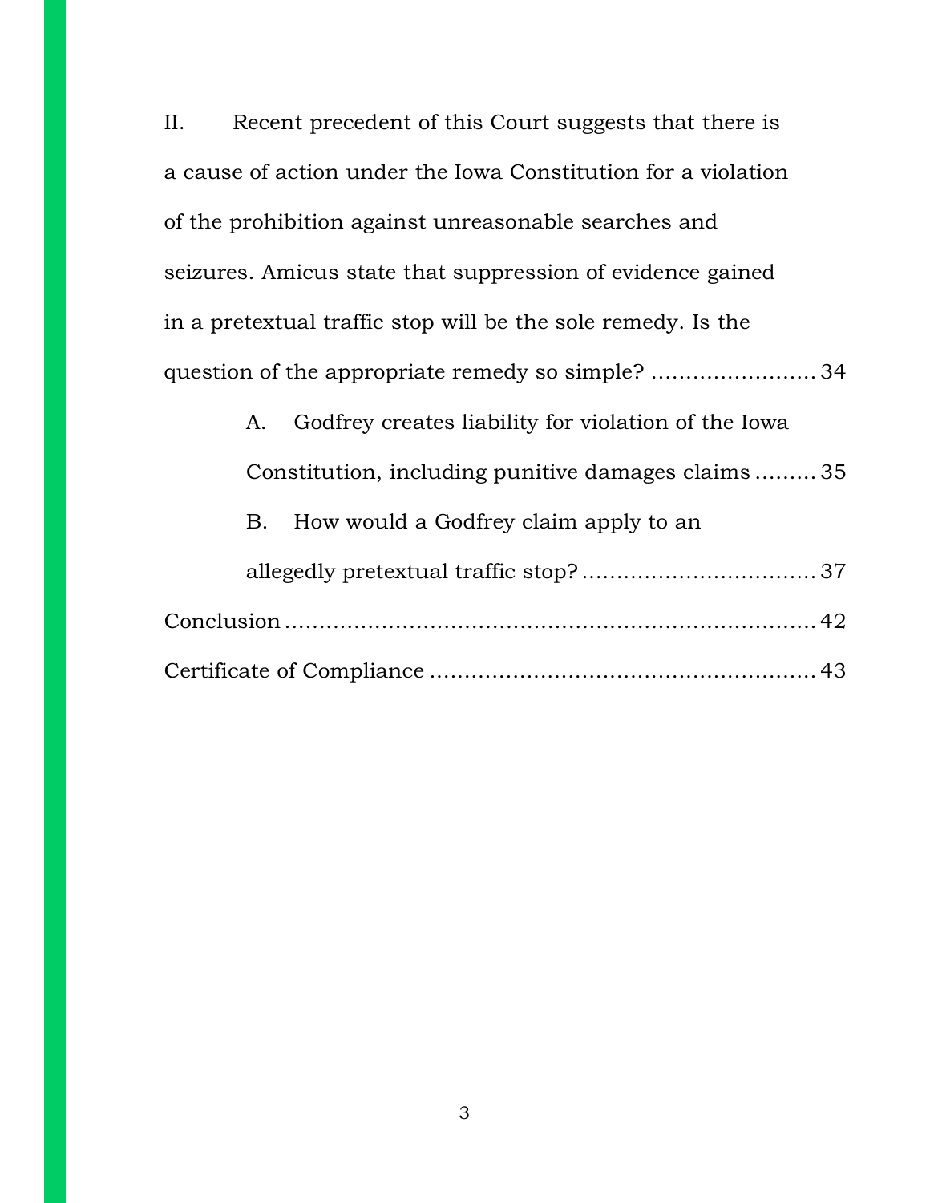II. Recent precedent of this Court suggests that there is a cause of action under the Iowa Constitution for a violation of the prohibition against unreasonable searches and seizures. Amicus state that suppression of evidence gained in a pretextual traffic stop will be the sole remedy. Is the question of the appropriate remedy so simple? ........................ 34

- A. Godfrey creates liability for violation of the Iowa Constitution, including punitive damages claims ......... 35
- B. How would a Godfrey claim apply to an allegedly pretextual traffic stop? .................................. 37

Conclusion ............................................................................ 42

Certificate of Compliance ....................................................... 43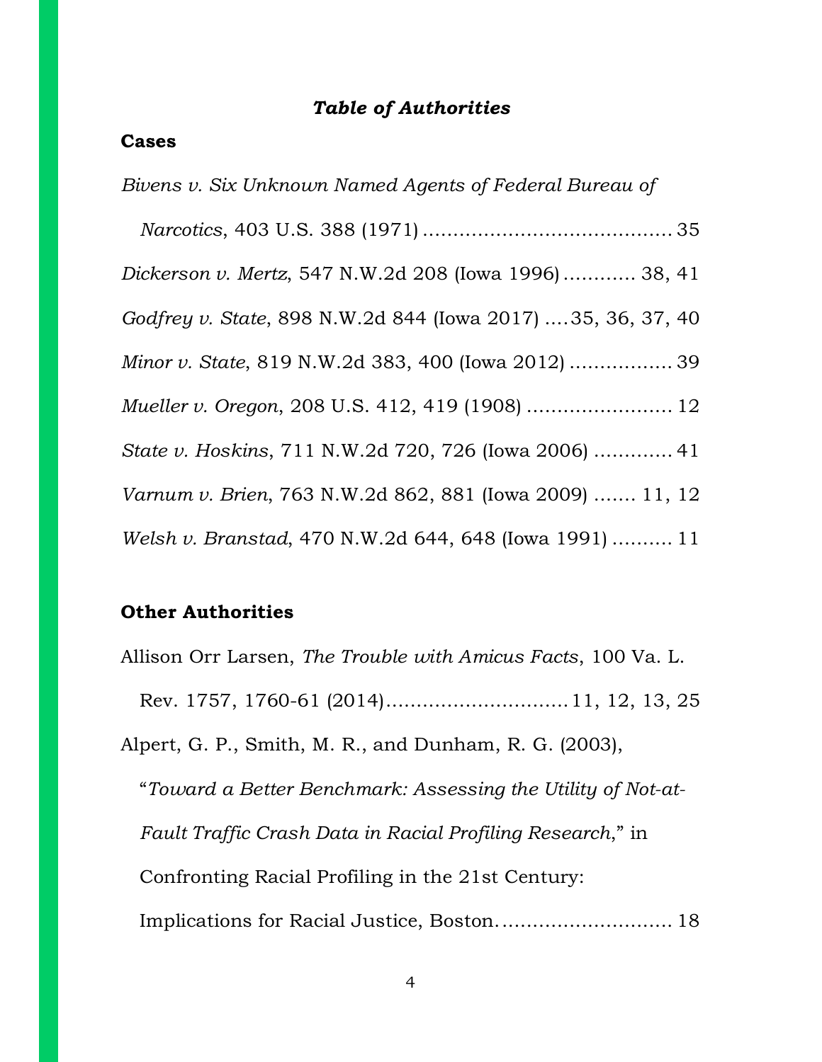## *Table of Authorities*

### Cases

*Bivens v. Six Unknown Named Agents of Federal Bureau of Narcotics*, 403 U.S. 388 (1971) ......................................... 35

*Dickerson v. Mertz*, 547 N.W.2d 208 (Iowa 1996) ............ 38, 41

*Godfrey v. State*, 898 N.W.2d 844 (Iowa 2017) .... 35, 36, 37, 40

*Minor v. State*, 819 N.W.2d 383, 400 (Iowa 2012) ................. 39

*Mueller v. Oregon*, 208 U.S. 412, 419 (1908) ........................ 12

*State v. Hoskins*, 711 N.W.2d 720, 726 (Iowa 2006) ............. 41

*Varnum v. Brien*, 763 N.W.2d 862, 881 (Iowa 2009) ....... 11, 12

*Welsh v. Branstad*, 470 N.W.2d 644, 648 (Iowa 1991) .......... 11

### Other Authorities

Allison Orr Larsen, *The Trouble with Amicus Facts*, 100 Va. L. Rev. 1757, 1760-61 (2014).............................. 11, 12, 13, 25

Alpert, G. P., Smith, M. R., and Dunham, R. G. (2003), "*Toward a Better Benchmark: Assessing the Utility of Not-at-Fault Traffic Crash Data in Racial Profiling Research*," in Confronting Racial Profiling in the 21st Century: Implications for Racial Justice, Boston. ............................ 18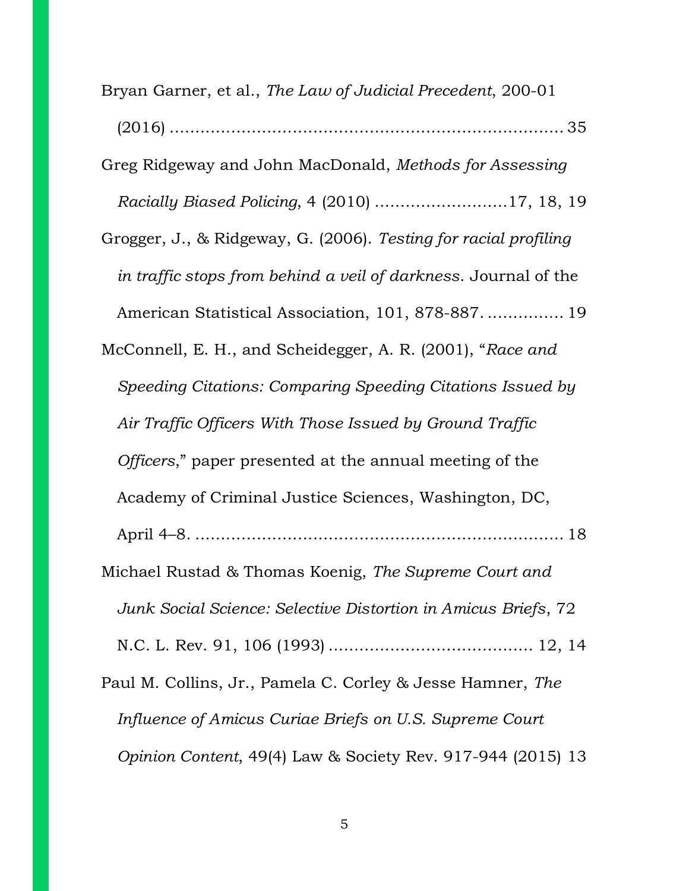Bryan Garner, et al., *The Law of Judicial Precedent*, 200-01 (2016) ........................................................................ 35

Greg Ridgeway and John MacDonald, *Methods for Assessing Racially Biased Policing*, 4 (2010) ..........................17, 18, 19

Grogger, J., & Ridgeway, G. (2006). *Testing for racial profiling in traffic stops from behind a veil of darkness*. Journal of the American Statistical Association, 101, 878-887. ............... 19

McConnell, E. H., and Scheidegger, A. R. (2001), "*Race and Speeding Citations: Comparing Speeding Citations Issued by Air Traffic Officers With Those Issued by Ground Traffic Officers*," paper presented at the annual meeting of the Academy of Criminal Justice Sciences, Washington, DC, April 4–8. ....................................................................... 18

Michael Rustad & Thomas Koenig, *The Supreme Court and Junk Social Science: Selective Distortion in Amicus Briefs*, 72 N.C. L. Rev. 91, 106 (1993) ....................................... 12, 14

Paul M. Collins, Jr., Pamela C. Corley & Jesse Hamner, *The Influence of Amicus Curiae Briefs on U.S. Supreme Court Opinion Content*, 49(4) Law & Society Rev. 917-944 (2015) 13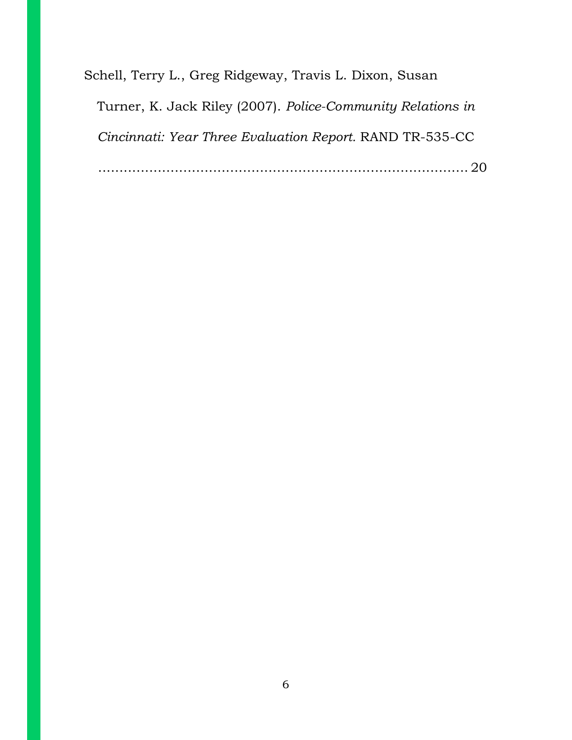Schell, Terry L., Greg Ridgeway, Travis L. Dixon, Susan Turner, K. Jack Riley (2007). *Police-Community Relations in Cincinnati: Year Three Evaluation Report.* RAND TR-535-CC ........................................................................................ 20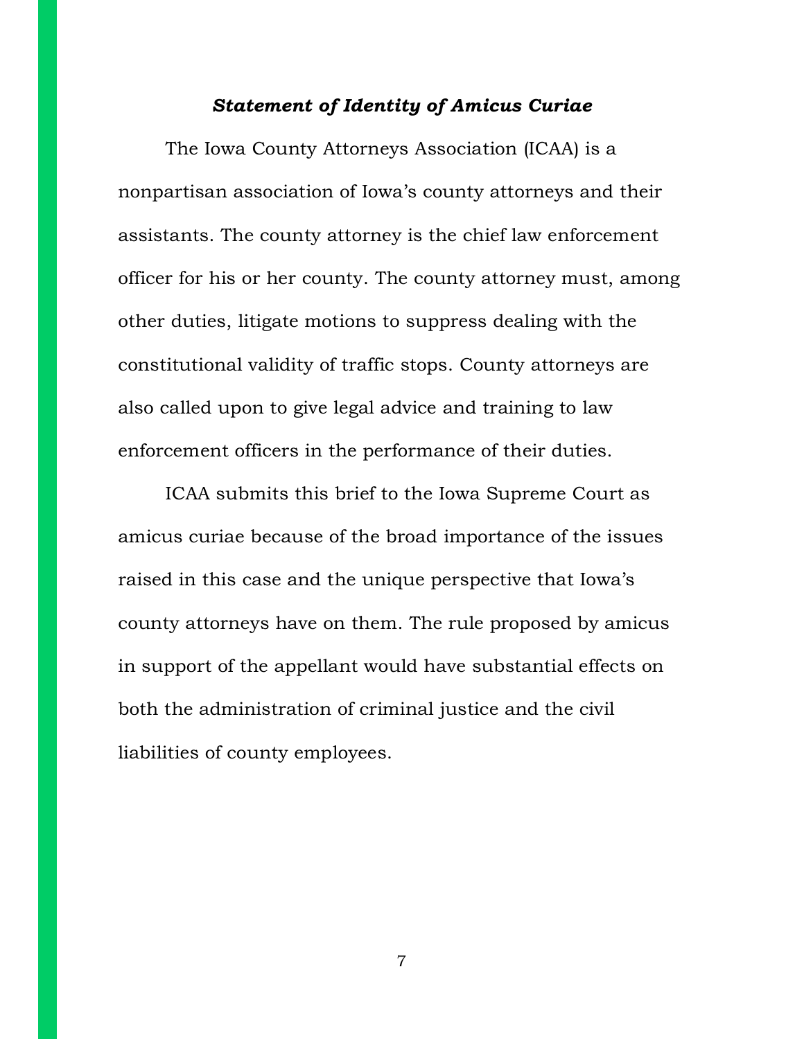## ***Statement of Identity of Amicus Curiae***

The Iowa County Attorneys Association (ICAA) is a nonpartisan association of Iowa's county attorneys and their assistants. The county attorney is the chief law enforcement officer for his or her county. The county attorney must, among other duties, litigate motions to suppress dealing with the constitutional validity of traffic stops. County attorneys are also called upon to give legal advice and training to law enforcement officers in the performance of their duties.

ICAA submits this brief to the Iowa Supreme Court as amicus curiae because of the broad importance of the issues raised in this case and the unique perspective that Iowa's county attorneys have on them. The rule proposed by amicus in support of the appellant would have substantial effects on both the administration of criminal justice and the civil liabilities of county employees.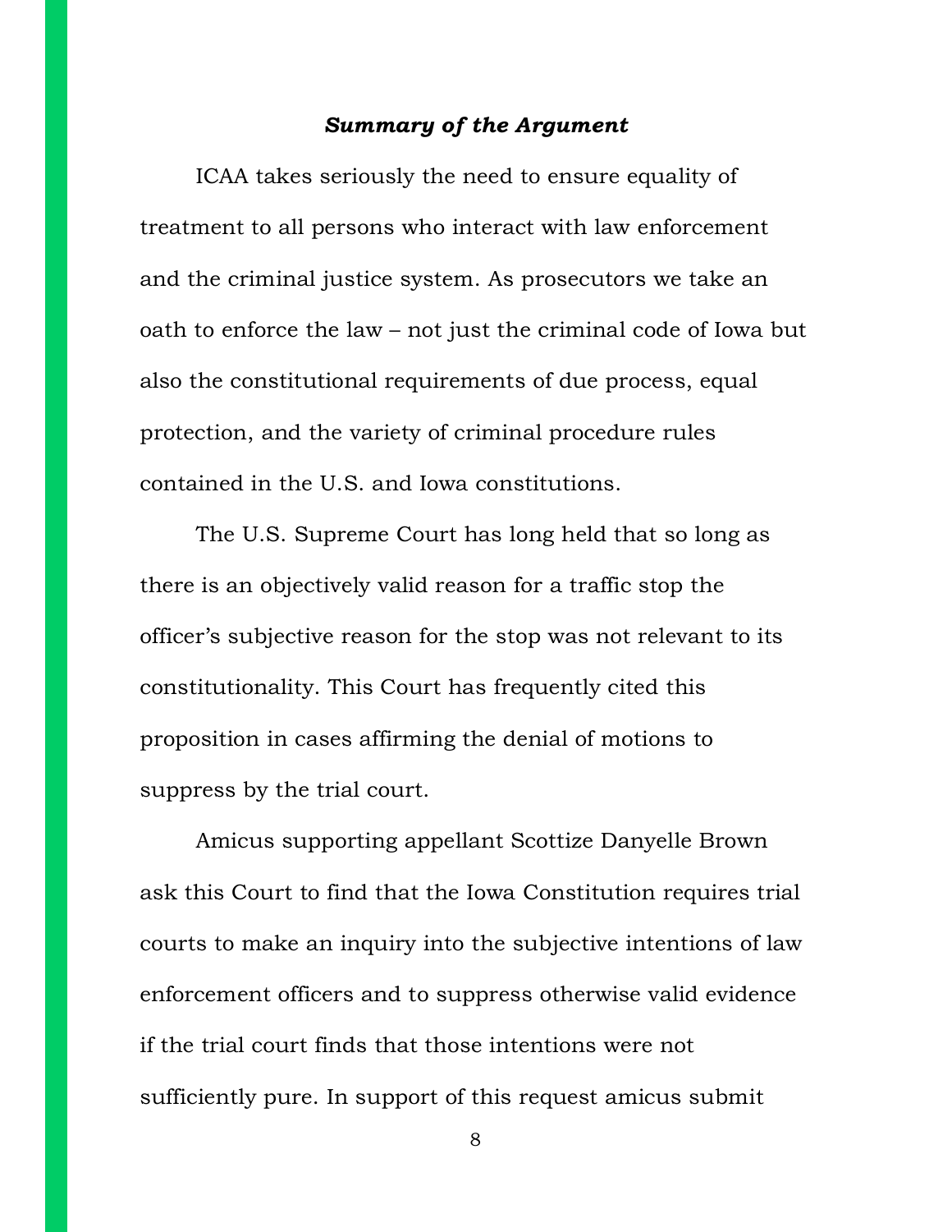## ***Summary of the Argument***

ICAA takes seriously the need to ensure equality of treatment to all persons who interact with law enforcement and the criminal justice system. As prosecutors we take an oath to enforce the law – not just the criminal code of Iowa but also the constitutional requirements of due process, equal protection, and the variety of criminal procedure rules contained in the U.S. and Iowa constitutions.

The U.S. Supreme Court has long held that so long as there is an objectively valid reason for a traffic stop the officer's subjective reason for the stop was not relevant to its constitutionality. This Court has frequently cited this proposition in cases affirming the denial of motions to suppress by the trial court.

Amicus supporting appellant Scottize Danyelle Brown ask this Court to find that the Iowa Constitution requires trial courts to make an inquiry into the subjective intentions of law enforcement officers and to suppress otherwise valid evidence if the trial court finds that those intentions were not sufficiently pure. In support of this request amicus submit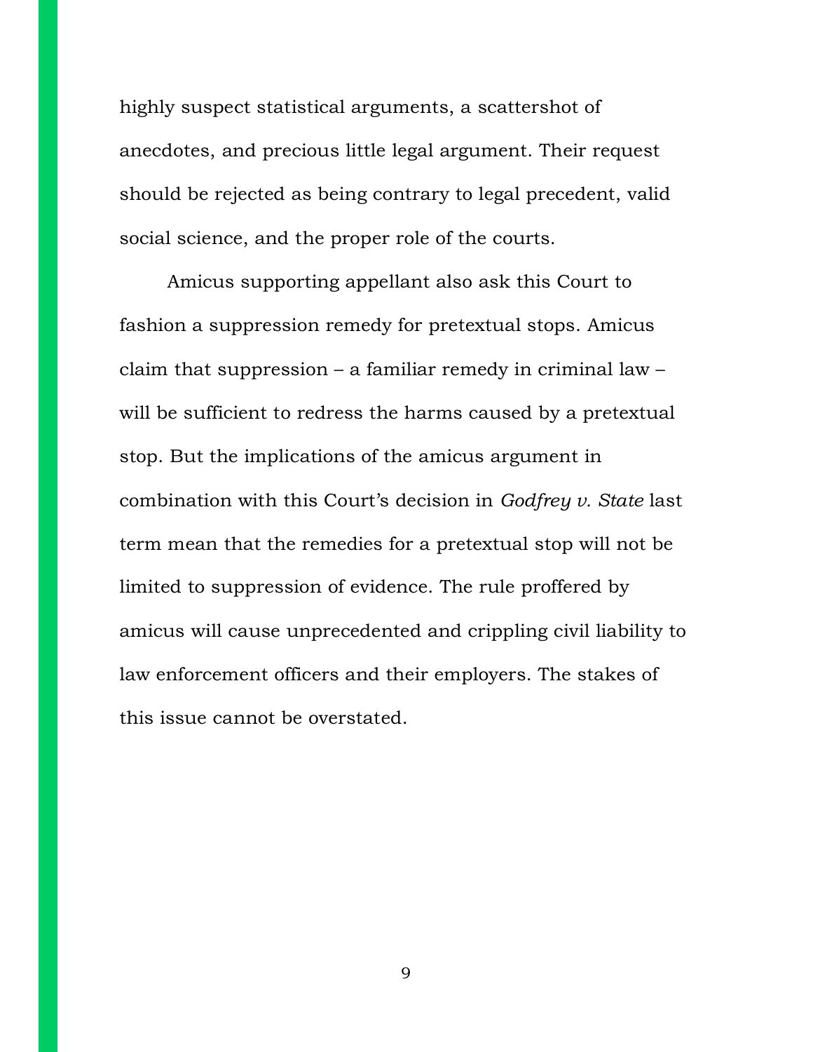highly suspect statistical arguments, a scattershot of anecdotes, and precious little legal argument. Their request should be rejected as being contrary to legal precedent, valid social science, and the proper role of the courts.

Amicus supporting appellant also ask this Court to fashion a suppression remedy for pretextual stops. Amicus claim that suppression – a familiar remedy in criminal law – will be sufficient to redress the harms caused by a pretextual stop. But the implications of the amicus argument in combination with this Court's decision in *Godfrey v. State* last term mean that the remedies for a pretextual stop will not be limited to suppression of evidence. The rule proffered by amicus will cause unprecedented and crippling civil liability to law enforcement officers and their employers. The stakes of this issue cannot be overstated.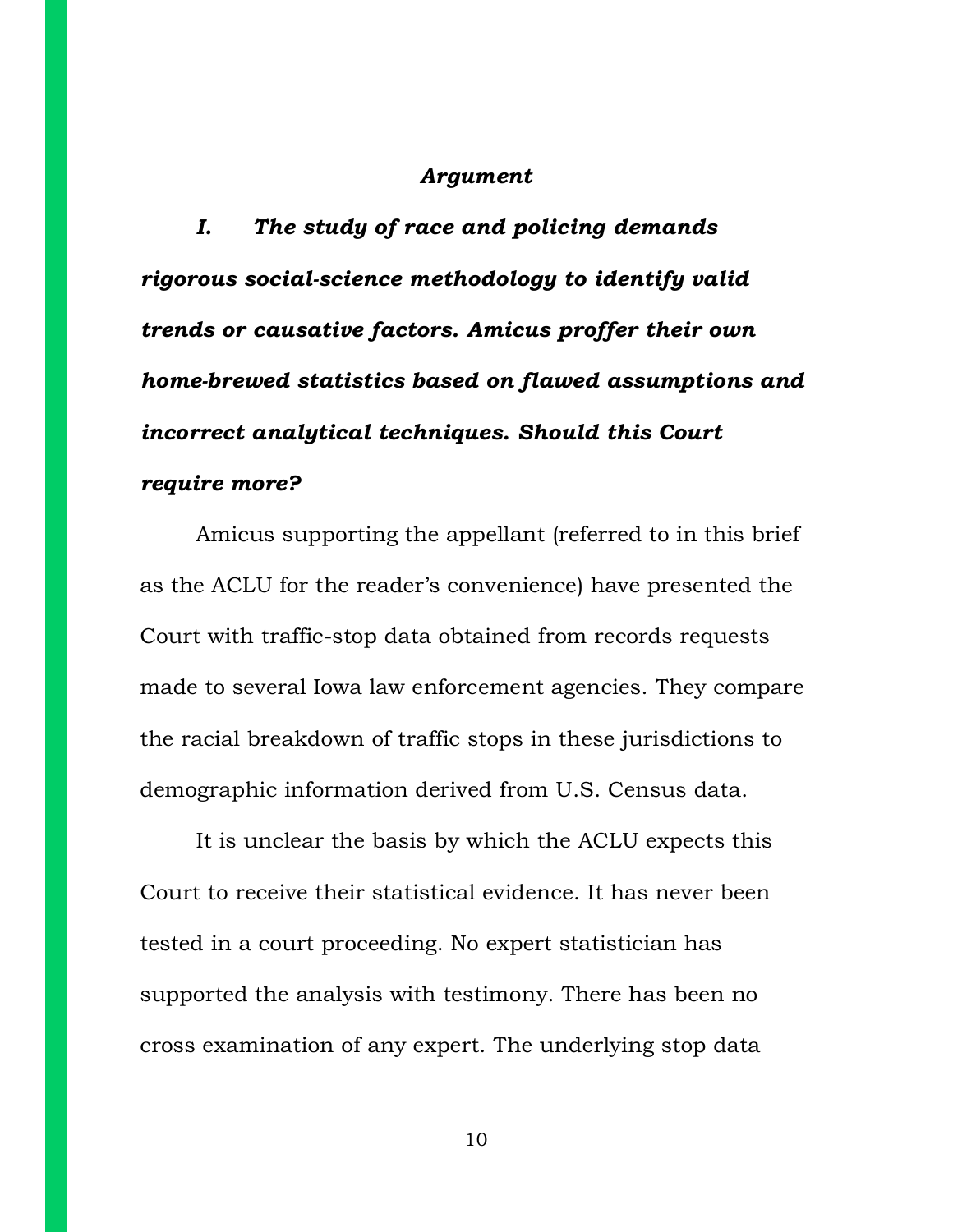## *Argument*

### *I. The study of race and policing demands rigorous social-science methodology to identify valid trends or causative factors. Amicus proffer their own home-brewed statistics based on flawed assumptions and incorrect analytical techniques. Should this Court require more?*

Amicus supporting the appellant (referred to in this brief as the ACLU for the reader's convenience) have presented the Court with traffic-stop data obtained from records requests made to several Iowa law enforcement agencies. They compare the racial breakdown of traffic stops in these jurisdictions to demographic information derived from U.S. Census data.

It is unclear the basis by which the ACLU expects this Court to receive their statistical evidence. It has never been tested in a court proceeding. No expert statistician has supported the analysis with testimony. There has been no cross examination of any expert. The underlying stop data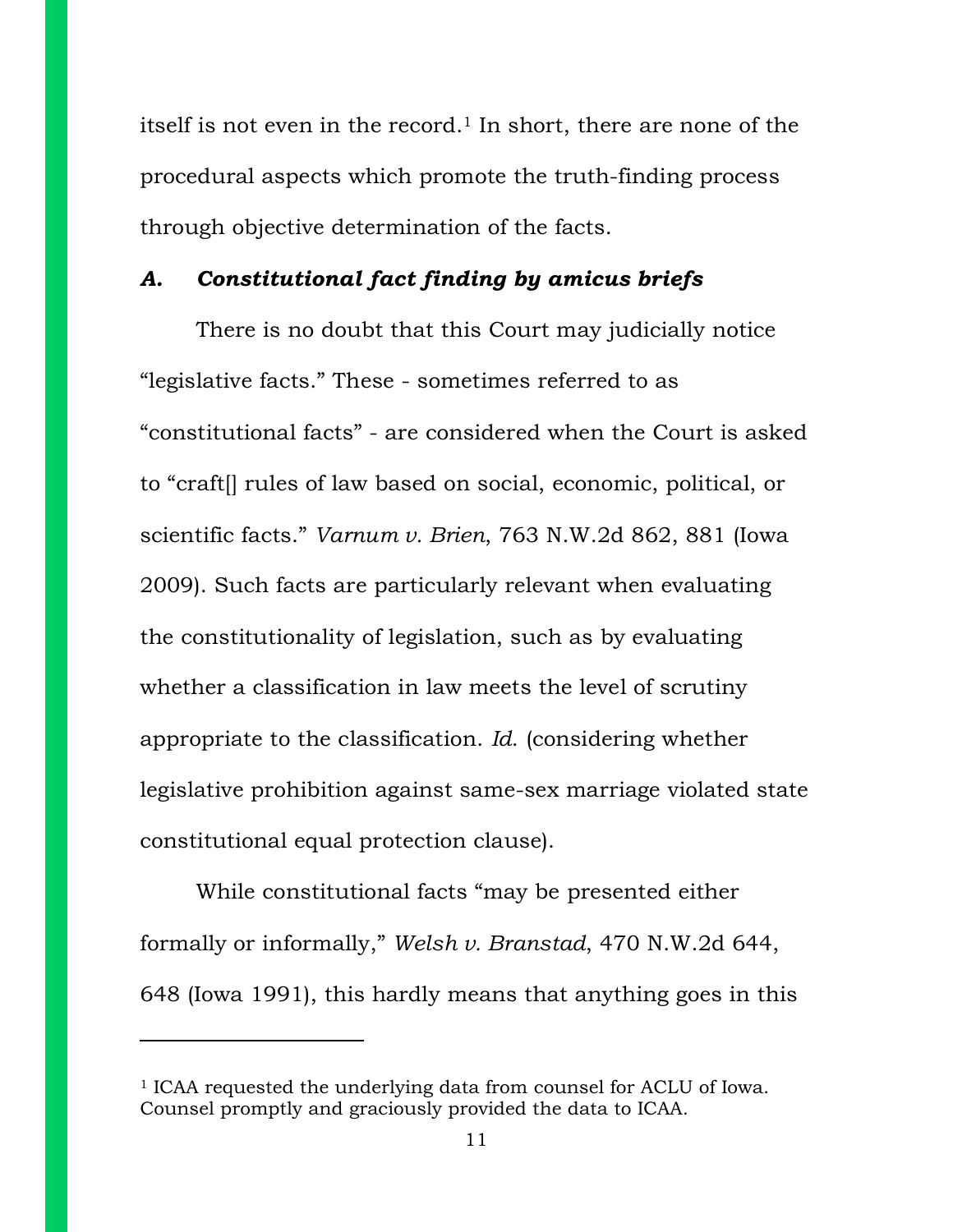itself is not even in the record.[1] In short, there are none of the procedural aspects which promote the truth-finding process through objective determination of the facts.

### *A. Constitutional fact finding by amicus briefs*

There is no doubt that this Court may judicially notice "legislative facts." These - sometimes referred to as "constitutional facts" - are considered when the Court is asked to "craft[] rules of law based on social, economic, political, or scientific facts." *Varnum v. Brien*, 763 N.W.2d 862, 881 (Iowa 2009). Such facts are particularly relevant when evaluating the constitutionality of legislation, such as by evaluating whether a classification in law meets the level of scrutiny appropriate to the classification. *Id*. (considering whether legislative prohibition against same-sex marriage violated state constitutional equal protection clause).

While constitutional facts "may be presented either formally or informally," *Welsh v. Branstad*, 470 N.W.2d 644, 648 (Iowa 1991), this hardly means that anything goes in this

---

[1] ICAA requested the underlying data from counsel for ACLU of Iowa. Counsel promptly and graciously provided the data to ICAA.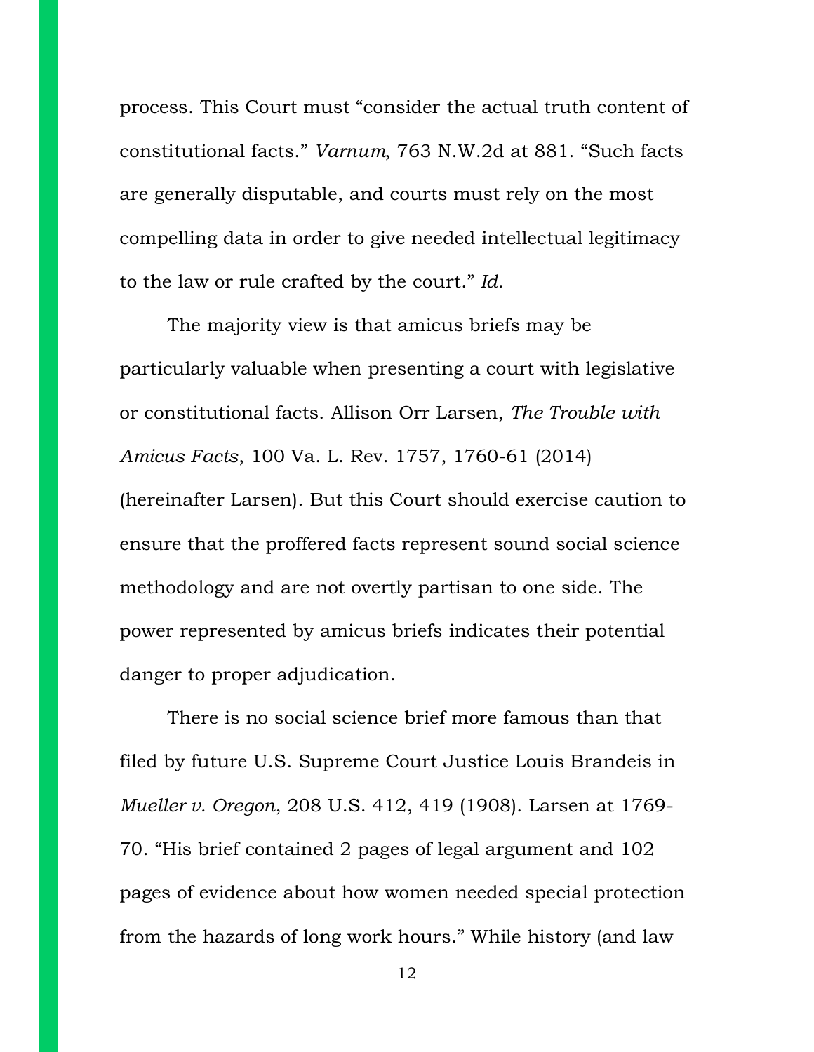process. This Court must "consider the actual truth content of constitutional facts." *Varnum*, 763 N.W.2d at 881. "Such facts are generally disputable, and courts must rely on the most compelling data in order to give needed intellectual legitimacy to the law or rule crafted by the court." *Id.*

The majority view is that amicus briefs may be particularly valuable when presenting a court with legislative or constitutional facts. Allison Orr Larsen, *The Trouble with Amicus Facts*, 100 Va. L. Rev. 1757, 1760-61 (2014) (hereinafter Larsen). But this Court should exercise caution to ensure that the proffered facts represent sound social science methodology and are not overtly partisan to one side. The power represented by amicus briefs indicates their potential danger to proper adjudication.

There is no social science brief more famous than that filed by future U.S. Supreme Court Justice Louis Brandeis in *Mueller v. Oregon*, 208 U.S. 412, 419 (1908). Larsen at 1769-70. "His brief contained 2 pages of legal argument and 102 pages of evidence about how women needed special protection from the hazards of long work hours." While history (and law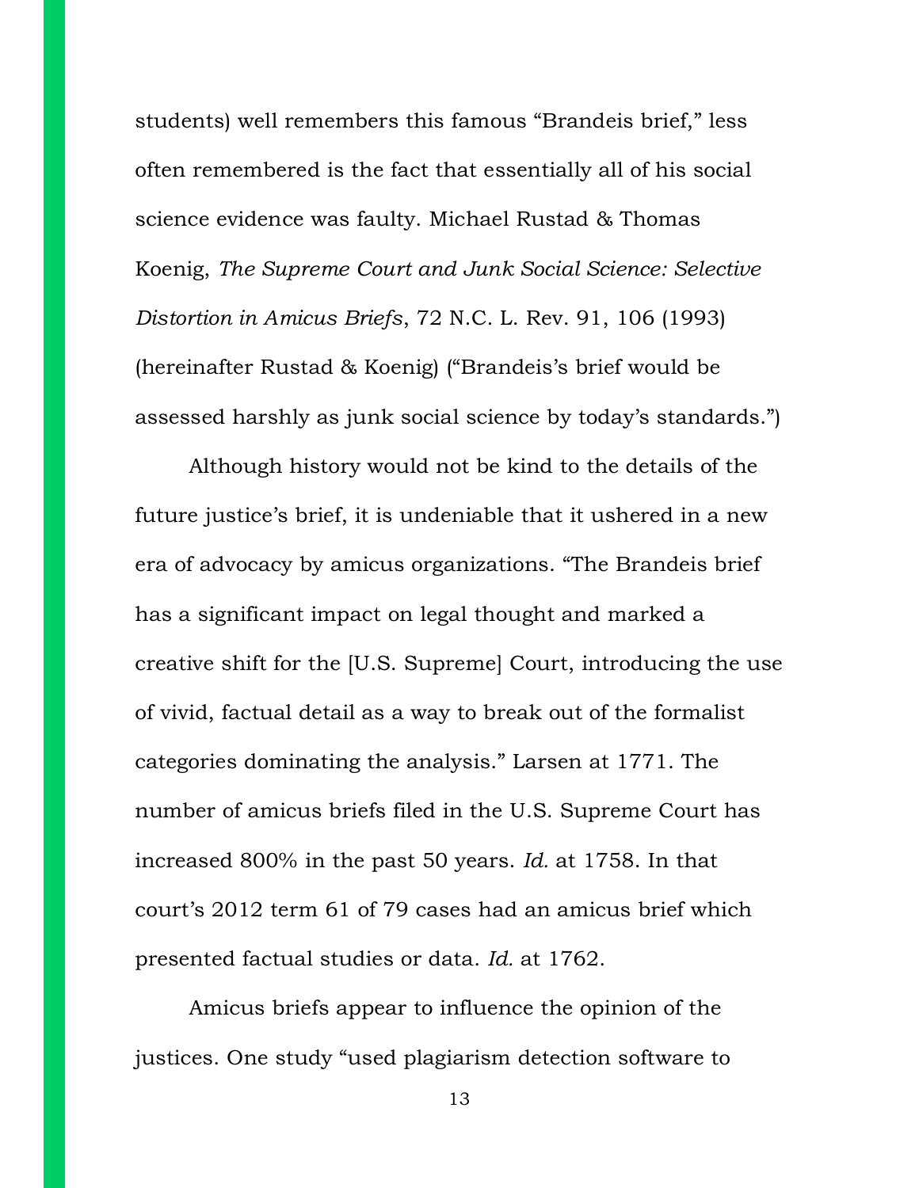students) well remembers this famous "Brandeis brief," less often remembered is the fact that essentially all of his social science evidence was faulty. Michael Rustad & Thomas Koenig, *The Supreme Court and Junk Social Science: Selective Distortion in Amicus Briefs*, 72 N.C. L. Rev. 91, 106 (1993) (hereinafter Rustad & Koenig) ("Brandeis's brief would be assessed harshly as junk social science by today's standards.")

Although history would not be kind to the details of the future justice's brief, it is undeniable that it ushered in a new era of advocacy by amicus organizations. "The Brandeis brief has a significant impact on legal thought and marked a creative shift for the [U.S. Supreme] Court, introducing the use of vivid, factual detail as a way to break out of the formalist categories dominating the analysis." Larsen at 1771. The number of amicus briefs filed in the U.S. Supreme Court has increased 800% in the past 50 years. *Id.* at 1758. In that court's 2012 term 61 of 79 cases had an amicus brief which presented factual studies or data. *Id.* at 1762.

Amicus briefs appear to influence the opinion of the justices. One study "used plagiarism detection software to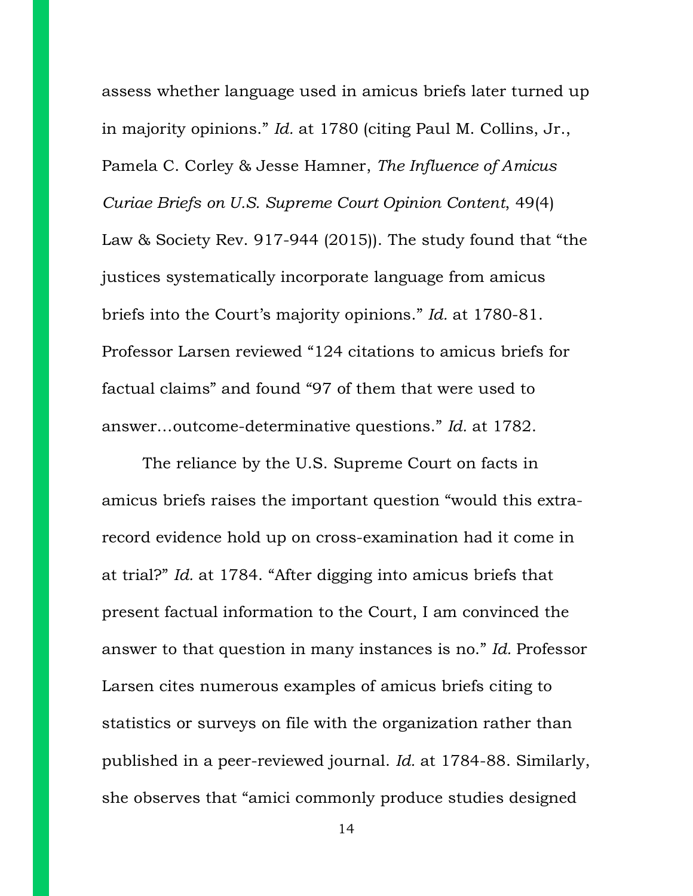assess whether language used in amicus briefs later turned up in majority opinions." *Id.* at 1780 (citing Paul M. Collins, Jr., Pamela C. Corley & Jesse Hamner, *The Influence of Amicus Curiae Briefs on U.S. Supreme Court Opinion Content*, 49(4) Law & Society Rev. 917-944 (2015)). The study found that "the justices systematically incorporate language from amicus briefs into the Court's majority opinions." *Id.* at 1780-81. Professor Larsen reviewed "124 citations to amicus briefs for factual claims" and found "97 of them that were used to answer…outcome-determinative questions." *Id.* at 1782.

The reliance by the U.S. Supreme Court on facts in amicus briefs raises the important question "would this extra-record evidence hold up on cross-examination had it come in at trial?" *Id.* at 1784. "After digging into amicus briefs that present factual information to the Court, I am convinced the answer to that question in many instances is no." *Id.* Professor Larsen cites numerous examples of amicus briefs citing to statistics or surveys on file with the organization rather than published in a peer-reviewed journal. *Id.* at 1784-88. Similarly, she observes that "amici commonly produce studies designed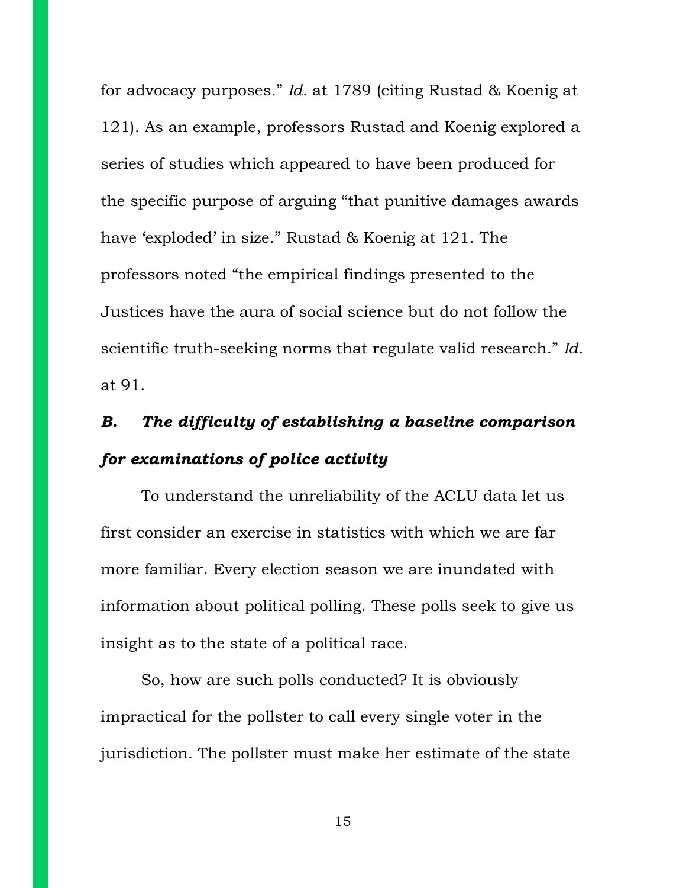for advocacy purposes." *Id.* at 1789 (citing Rustad & Koenig at 121). As an example, professors Rustad and Koenig explored a series of studies which appeared to have been produced for the specific purpose of arguing "that punitive damages awards have 'exploded' in size." Rustad & Koenig at 121. The professors noted "the empirical findings presented to the Justices have the aura of social science but do not follow the scientific truth-seeking norms that regulate valid research." *Id.* at 91.

### *B. The difficulty of establishing a baseline comparison for examinations of police activity*

To understand the unreliability of the ACLU data let us first consider an exercise in statistics with which we are far more familiar. Every election season we are inundated with information about political polling. These polls seek to give us insight as to the state of a political race.

So, how are such polls conducted? It is obviously impractical for the pollster to call every single voter in the jurisdiction. The pollster must make her estimate of the state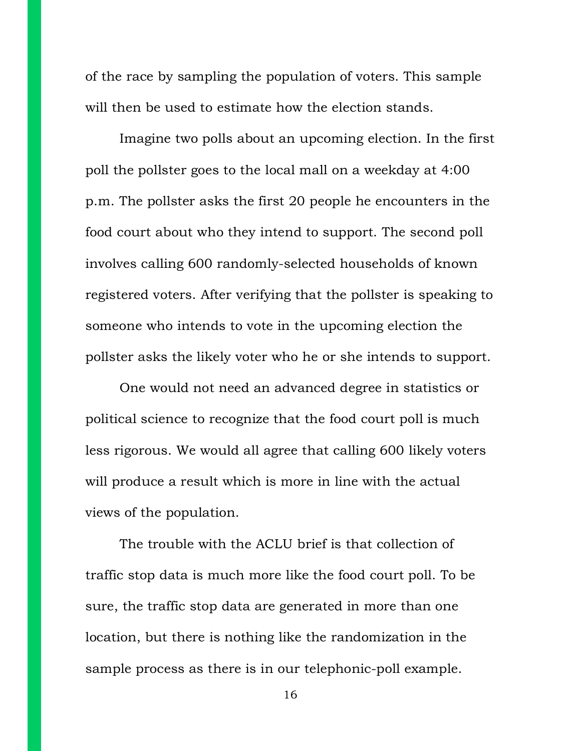of the race by sampling the population of voters. This sample will then be used to estimate how the election stands.

Imagine two polls about an upcoming election. In the first poll the pollster goes to the local mall on a weekday at 4:00 p.m. The pollster asks the first 20 people he encounters in the food court about who they intend to support. The second poll involves calling 600 randomly-selected households of known registered voters. After verifying that the pollster is speaking to someone who intends to vote in the upcoming election the pollster asks the likely voter who he or she intends to support.

One would not need an advanced degree in statistics or political science to recognize that the food court poll is much less rigorous. We would all agree that calling 600 likely voters will produce a result which is more in line with the actual views of the population.

The trouble with the ACLU brief is that collection of traffic stop data is much more like the food court poll. To be sure, the traffic stop data are generated in more than one location, but there is nothing like the randomization in the sample process as there is in our telephonic-poll example.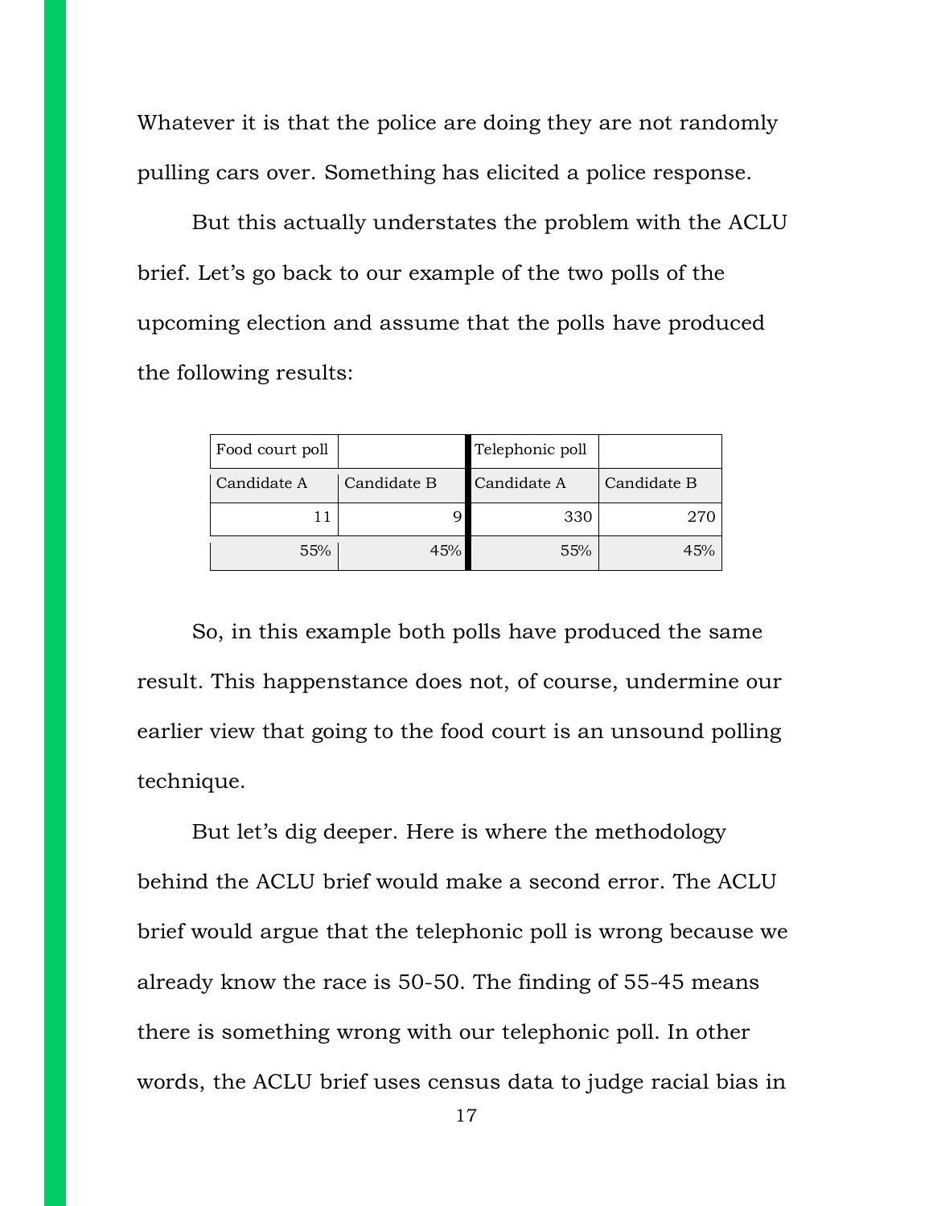Whatever it is that the police are doing they are not randomly pulling cars over. Something has elicited a police response.

But this actually understates the problem with the ACLU brief. Let's go back to our example of the two polls of the upcoming election and assume that the polls have produced the following results:

| Food court poll | | Telephonic poll | |
|---|---|---|---|
| Candidate A | Candidate B | Candidate A | Candidate B |
| 11 | 9 | 330 | 270 |
| 55% | 45% | 55% | 45% |

So, in this example both polls have produced the same result. This happenstance does not, of course, undermine our earlier view that going to the food court is an unsound polling technique.

But let's dig deeper. Here is where the methodology behind the ACLU brief would make a second error. The ACLU brief would argue that the telephonic poll is wrong because we already know the race is 50-50. The finding of 55-45 means there is something wrong with our telephonic poll. In other words, the ACLU brief uses census data to judge racial bias in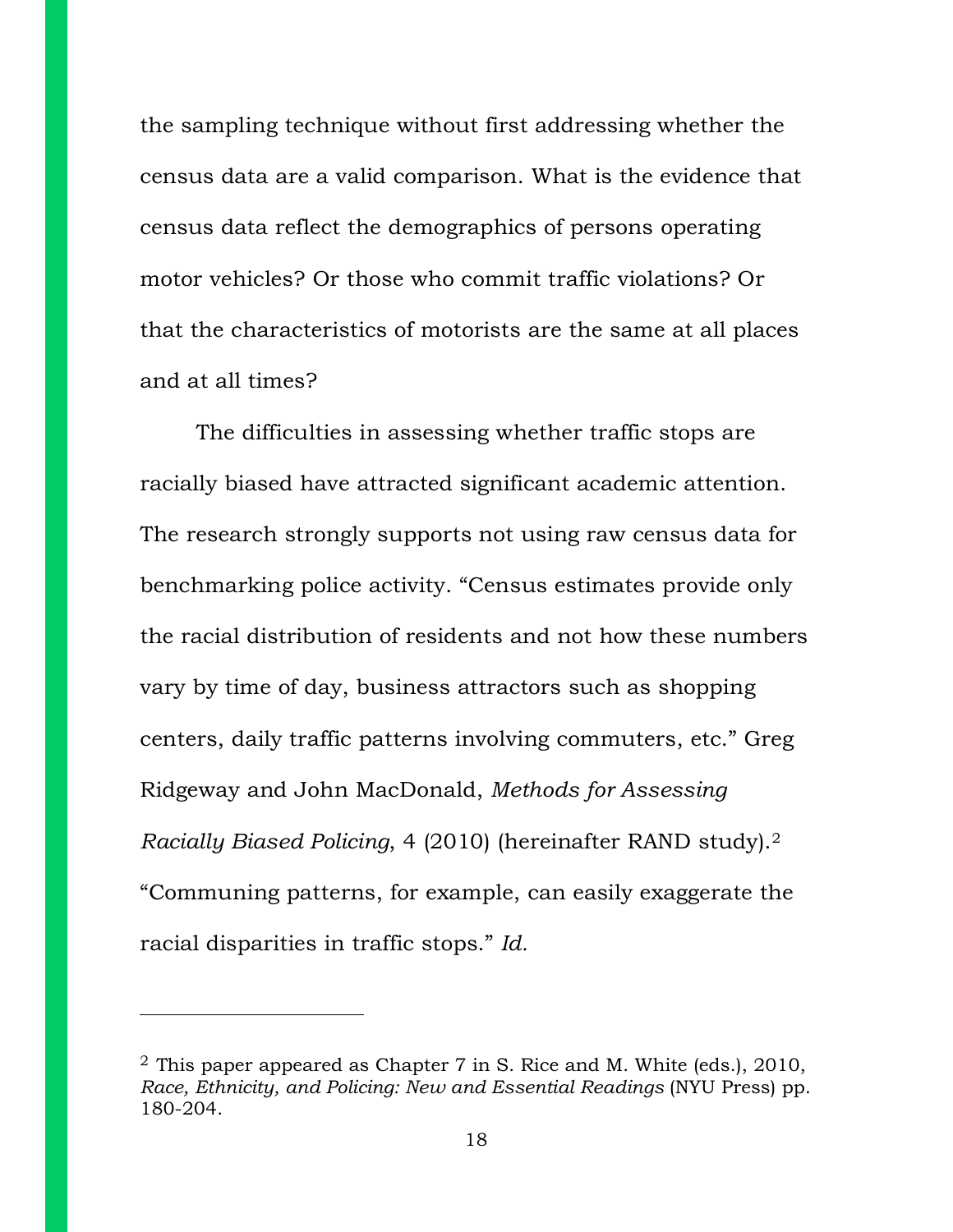the sampling technique without first addressing whether the census data are a valid comparison. What is the evidence that census data reflect the demographics of persons operating motor vehicles? Or those who commit traffic violations? Or that the characteristics of motorists are the same at all places and at all times?

The difficulties in assessing whether traffic stops are racially biased have attracted significant academic attention. The research strongly supports not using raw census data for benchmarking police activity. "Census estimates provide only the racial distribution of residents and not how these numbers vary by time of day, business attractors such as shopping centers, daily traffic patterns involving commuters, etc." Greg Ridgeway and John MacDonald, *Methods for Assessing Racially Biased Policing*, 4 (2010) (hereinafter RAND study).[2] "Communing patterns, for example, can easily exaggerate the racial disparities in traffic stops." *Id.*

---

[2] This paper appeared as Chapter 7 in S. Rice and M. White (eds.), 2010, *Race, Ethnicity, and Policing: New and Essential Readings* (NYU Press) pp. 180-204.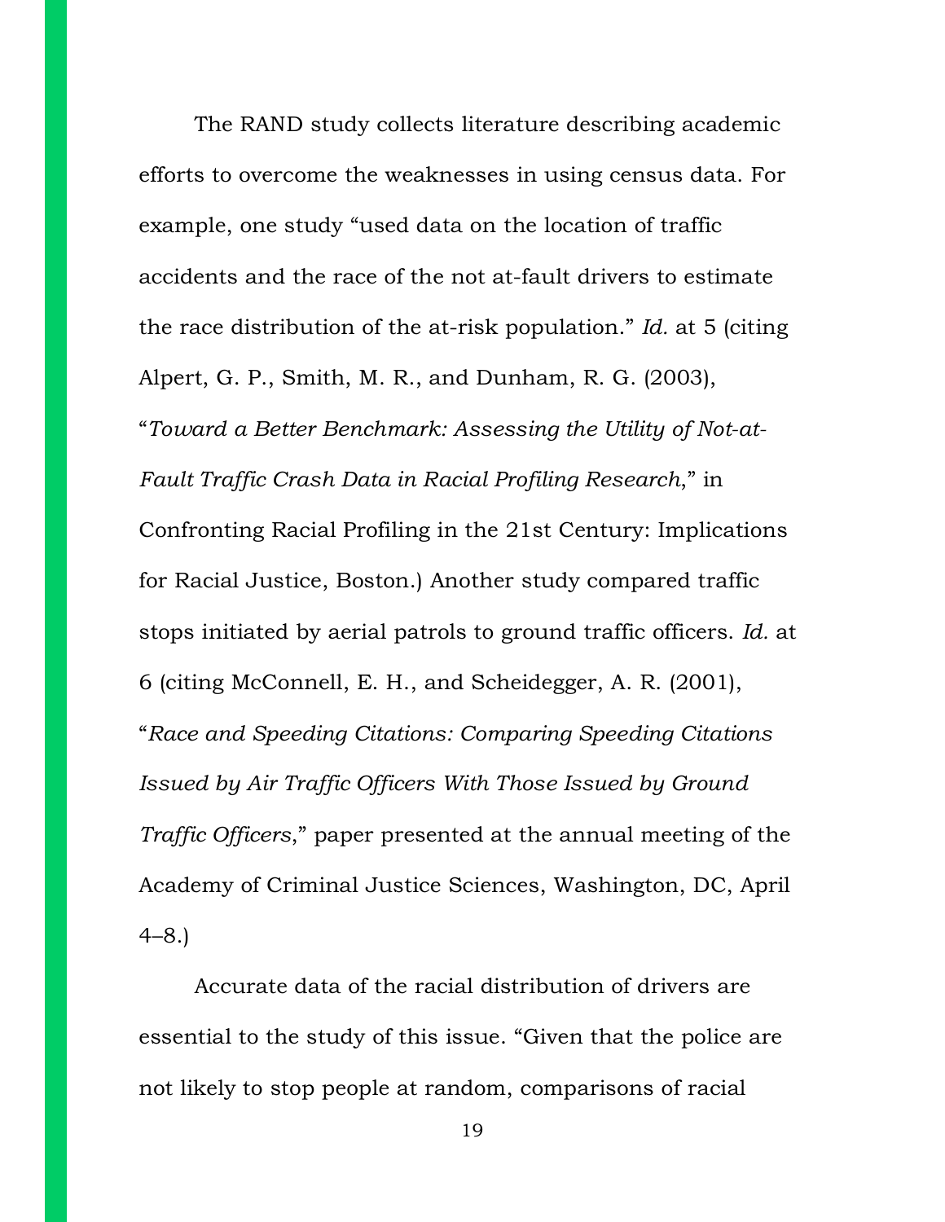The RAND study collects literature describing academic efforts to overcome the weaknesses in using census data. For example, one study "used data on the location of traffic accidents and the race of the not at-fault drivers to estimate the race distribution of the at-risk population." *Id.* at 5 (citing Alpert, G. P., Smith, M. R., and Dunham, R. G. (2003), "*Toward a Better Benchmark: Assessing the Utility of Not-at-Fault Traffic Crash Data in Racial Profiling Research*," in Confronting Racial Profiling in the 21st Century: Implications for Racial Justice, Boston.) Another study compared traffic stops initiated by aerial patrols to ground traffic officers. *Id.* at 6 (citing McConnell, E. H., and Scheidegger, A. R. (2001), "*Race and Speeding Citations: Comparing Speeding Citations Issued by Air Traffic Officers With Those Issued by Ground Traffic Officers*," paper presented at the annual meeting of the Academy of Criminal Justice Sciences, Washington, DC, April 4–8.)

Accurate data of the racial distribution of drivers are essential to the study of this issue. "Given that the police are not likely to stop people at random, comparisons of racial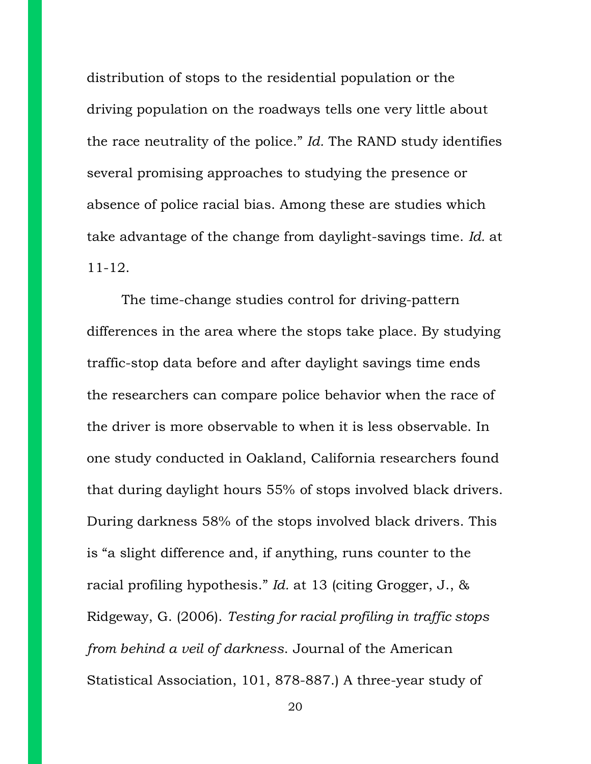distribution of stops to the residential population or the driving population on the roadways tells one very little about the race neutrality of the police." *Id.* The RAND study identifies several promising approaches to studying the presence or absence of police racial bias. Among these are studies which take advantage of the change from daylight-savings time. *Id.* at 11-12.

The time-change studies control for driving-pattern differences in the area where the stops take place. By studying traffic-stop data before and after daylight savings time ends the researchers can compare police behavior when the race of the driver is more observable to when it is less observable. In one study conducted in Oakland, California researchers found that during daylight hours 55% of stops involved black drivers. During darkness 58% of the stops involved black drivers. This is "a slight difference and, if anything, runs counter to the racial profiling hypothesis." *Id.* at 13 (citing Grogger, J., & Ridgeway, G. (2006). *Testing for racial profiling in traffic stops from behind a veil of darkness*. Journal of the American Statistical Association, 101, 878-887.) A three-year study of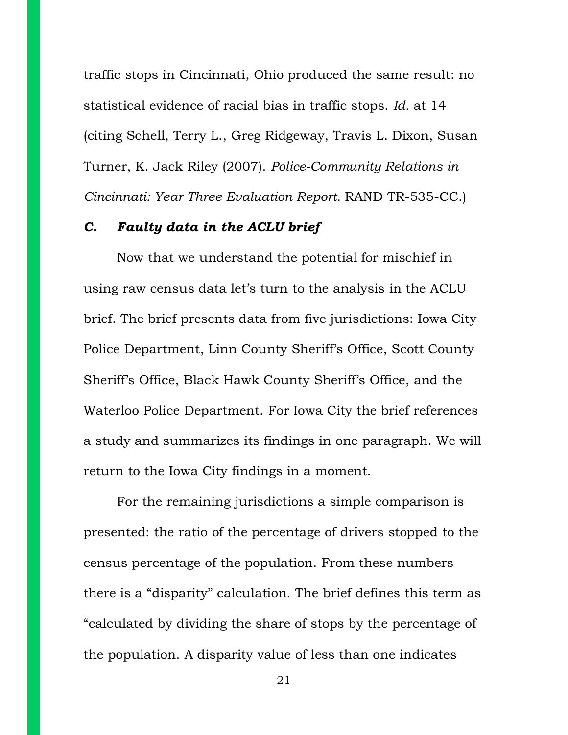traffic stops in Cincinnati, Ohio produced the same result: no statistical evidence of racial bias in traffic stops. *Id.* at 14 (citing Schell, Terry L., Greg Ridgeway, Travis L. Dixon, Susan Turner, K. Jack Riley (2007). *Police-Community Relations in Cincinnati: Year Three Evaluation Report.* RAND TR-535-CC.)

### *C. Faulty data in the ACLU brief*

Now that we understand the potential for mischief in using raw census data let's turn to the analysis in the ACLU brief. The brief presents data from five jurisdictions: Iowa City Police Department, Linn County Sheriff's Office, Scott County Sheriff's Office, Black Hawk County Sheriff's Office, and the Waterloo Police Department. For Iowa City the brief references a study and summarizes its findings in one paragraph. We will return to the Iowa City findings in a moment.

For the remaining jurisdictions a simple comparison is presented: the ratio of the percentage of drivers stopped to the census percentage of the population. From these numbers there is a "disparity" calculation. The brief defines this term as "calculated by dividing the share of stops by the percentage of the population. A disparity value of less than one indicates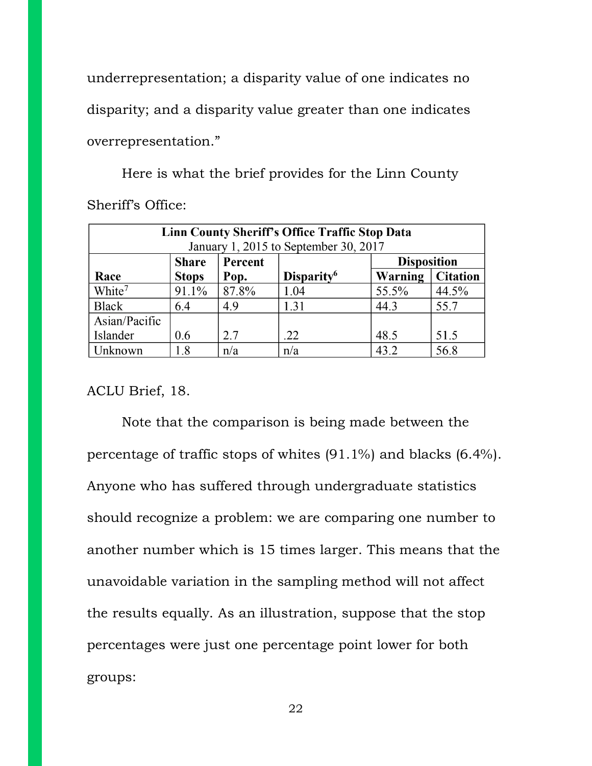underrepresentation; a disparity value of one indicates no disparity; and a disparity value greater than one indicates overrepresentation."

Here is what the brief provides for the Linn County Sheriff's Office:

| **Linn County Sheriff's Office Traffic Stop Data** January 1, 2015 to September 30, 2017 | | | | | |
|---|---|---|---|---|---|
| | **Share** | **Percent** | | **Disposition** | |
| **Race** | **Stops** | **Pop.** | **Disparity**[6] | **Warning** | **Citation** |
| White[7] | 91.1% | 87.8% | 1.04 | 55.5% | 44.5% |
| Black | 6.4 | 4.9 | 1.31 | 44.3 | 55.7 |
| Asian/Pacific Islander | 0.6 | 2.7 | .22 | 48.5 | 51.5 |
| Unknown | 1.8 | n/a | n/a | 43.2 | 56.8 |

ACLU Brief, 18.

Note that the comparison is being made between the percentage of traffic stops of whites (91.1%) and blacks (6.4%). Anyone who has suffered through undergraduate statistics should recognize a problem: we are comparing one number to another number which is 15 times larger. This means that the unavoidable variation in the sampling method will not affect the results equally. As an illustration, suppose that the stop percentages were just one percentage point lower for both groups: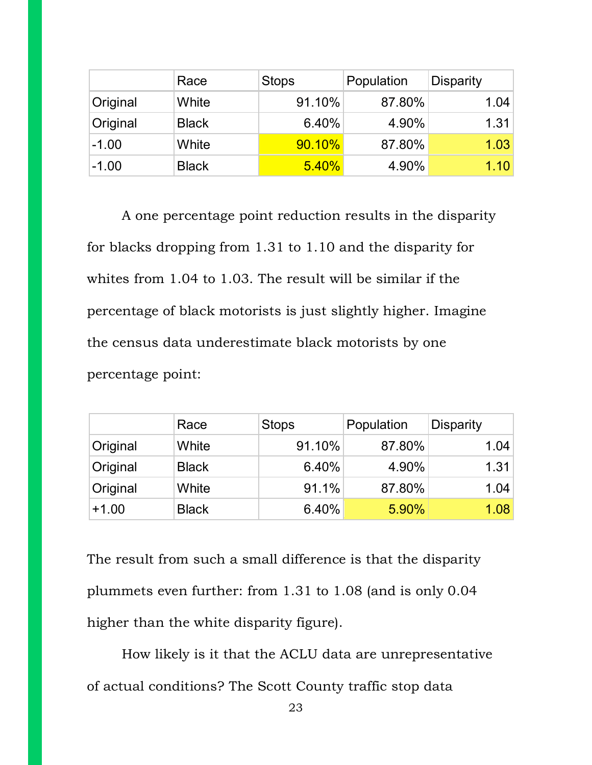|  | Race | Stops | Population | Disparity |
|---|---|---|---|---|
| Original | White | 91.10% | 87.80% | 1.04 |
| Original | Black | 6.40% | 4.90% | 1.31 |
| -1.00 | White | 90.10% | 87.80% | 1.03 |
| -1.00 | Black | 5.40% | 4.90% | 1.10 |

A one percentage point reduction results in the disparity for blacks dropping from 1.31 to 1.10 and the disparity for whites from 1.04 to 1.03. The result will be similar if the percentage of black motorists is just slightly higher. Imagine the census data underestimate black motorists by one percentage point:

|  | Race | Stops | Population | Disparity |
|---|---|---|---|---|
| Original | White | 91.10% | 87.80% | 1.04 |
| Original | Black | 6.40% | 4.90% | 1.31 |
| Original | White | 91.1% | 87.80% | 1.04 |
| +1.00 | Black | 6.40% | 5.90% | 1.08 |

The result from such a small difference is that the disparity plummets even further: from 1.31 to 1.08 (and is only 0.04 higher than the white disparity figure).

How likely is it that the ACLU data are unrepresentative of actual conditions? The Scott County traffic stop data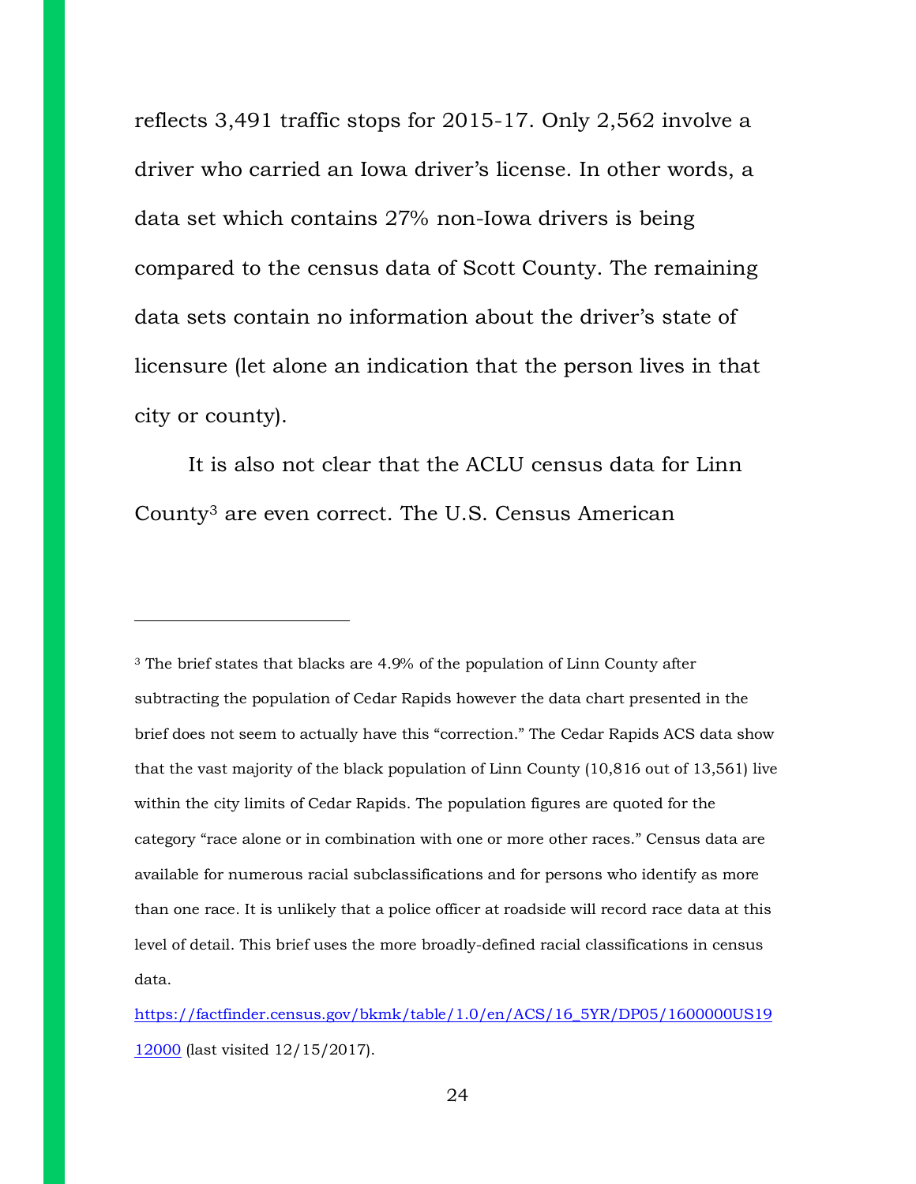reflects 3,491 traffic stops for 2015-17. Only 2,562 involve a driver who carried an Iowa driver's license. In other words, a data set which contains 27% non-Iowa drivers is being compared to the census data of Scott County. The remaining data sets contain no information about the driver's state of licensure (let alone an indication that the person lives in that city or county).

It is also not clear that the ACLU census data for Linn County[3] are even correct. The U.S. Census American

---

[3] The brief states that blacks are 4.9% of the population of Linn County after subtracting the population of Cedar Rapids however the data chart presented in the brief does not seem to actually have this "correction." The Cedar Rapids ACS data show that the vast majority of the black population of Linn County (10,816 out of 13,561) live within the city limits of Cedar Rapids. The population figures are quoted for the category "race alone or in combination with one or more other races." Census data are available for numerous racial subclassifications and for persons who identify as more than one race. It is unlikely that a police officer at roadside will record race data at this level of detail. This brief uses the more broadly-defined racial classifications in census data.

https://factfinder.census.gov/bkmk/table/1.0/en/ACS/16_5YR/DP05/1600000US1912000 (last visited 12/15/2017).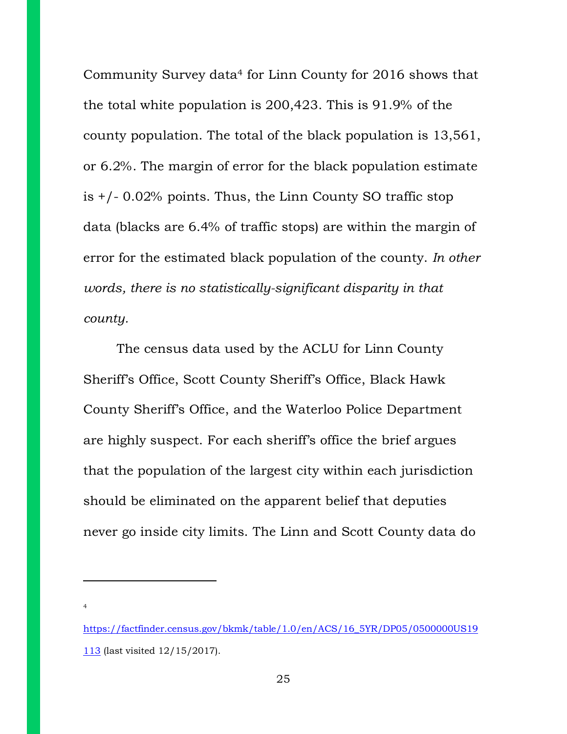Community Survey data[4] for Linn County for 2016 shows that the total white population is 200,423. This is 91.9% of the county population. The total of the black population is 13,561, or 6.2%. The margin of error for the black population estimate is +/- 0.02% points. Thus, the Linn County SO traffic stop data (blacks are 6.4% of traffic stops) are within the margin of error for the estimated black population of the county. *In other words, there is no statistically-significant disparity in that county.*

The census data used by the ACLU for Linn County Sheriff's Office, Scott County Sheriff's Office, Black Hawk County Sheriff's Office, and the Waterloo Police Department are highly suspect. For each sheriff's office the brief argues that the population of the largest city within each jurisdiction should be eliminated on the apparent belief that deputies never go inside city limits. The Linn and Scott County data do

---

[4] https://factfinder.census.gov/bkmk/table/1.0/en/ACS/16_5YR/DP05/0500000US19113 (last visited 12/15/2017).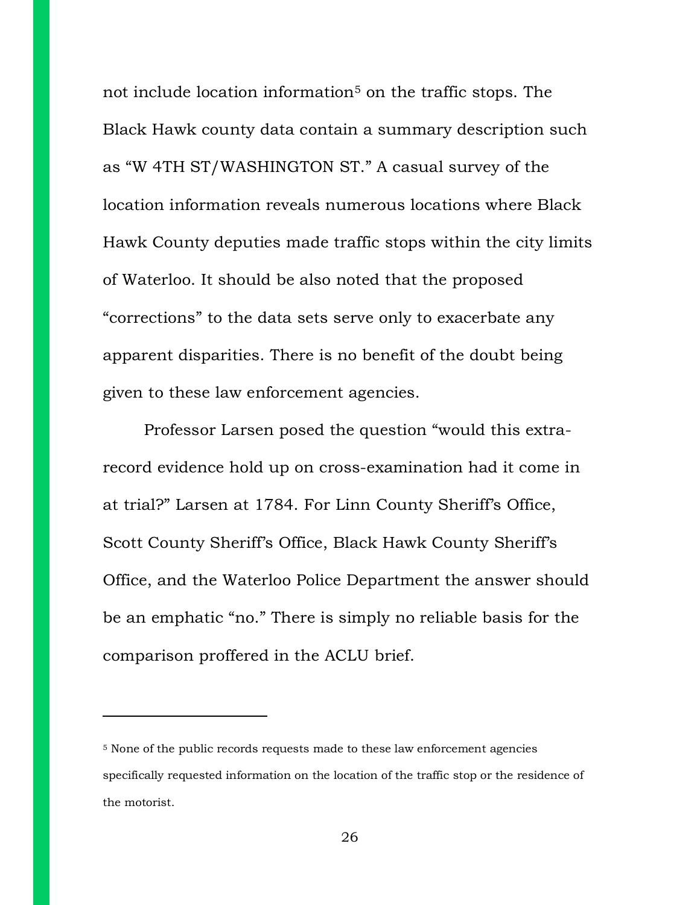not include location information[5] on the traffic stops. The Black Hawk county data contain a summary description such as "W 4TH ST/WASHINGTON ST." A casual survey of the location information reveals numerous locations where Black Hawk County deputies made traffic stops within the city limits of Waterloo. It should be also noted that the proposed "corrections" to the data sets serve only to exacerbate any apparent disparities. There is no benefit of the doubt being given to these law enforcement agencies.

Professor Larsen posed the question "would this extra-record evidence hold up on cross-examination had it come in at trial?" Larsen at 1784. For Linn County Sheriff's Office, Scott County Sheriff's Office, Black Hawk County Sheriff's Office, and the Waterloo Police Department the answer should be an emphatic "no." There is simply no reliable basis for the comparison proffered in the ACLU brief.

---

[5] None of the public records requests made to these law enforcement agencies specifically requested information on the location of the traffic stop or the residence of the motorist.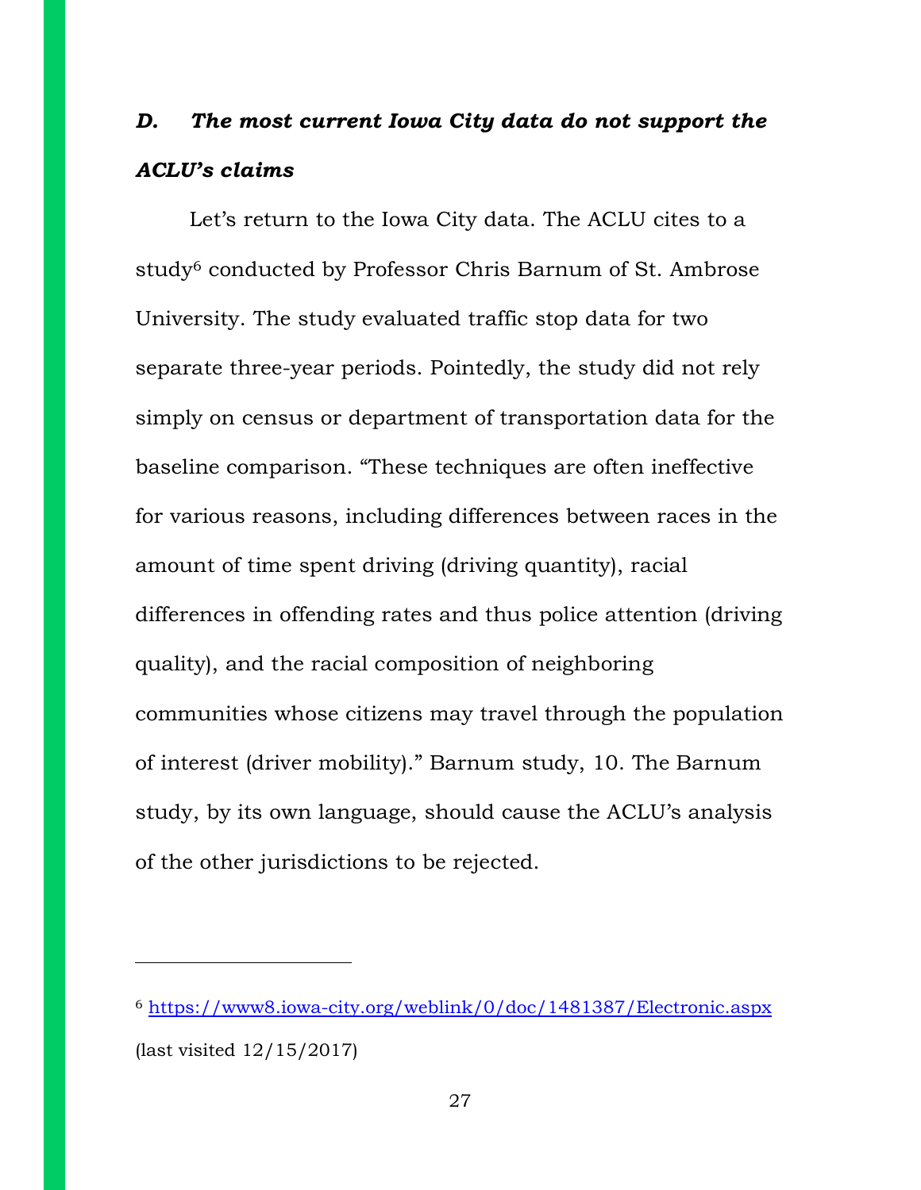### *D. The most current Iowa City data do not support the ACLU's claims*

Let's return to the Iowa City data. The ACLU cites to a study[6] conducted by Professor Chris Barnum of St. Ambrose University. The study evaluated traffic stop data for two separate three-year periods. Pointedly, the study did not rely simply on census or department of transportation data for the baseline comparison. "These techniques are often ineffective for various reasons, including differences between races in the amount of time spent driving (driving quantity), racial differences in offending rates and thus police attention (driving quality), and the racial composition of neighboring communities whose citizens may travel through the population of interest (driver mobility)." Barnum study, 10. The Barnum study, by its own language, should cause the ACLU's analysis of the other jurisdictions to be rejected.

---

[6] https://www8.iowa-city.org/weblink/0/doc/1481387/Electronic.aspx (last visited 12/15/2017)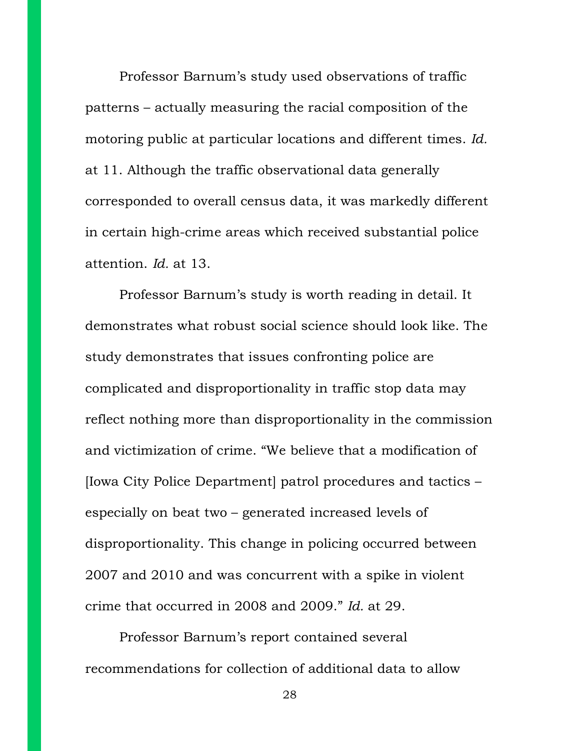Professor Barnum's study used observations of traffic patterns – actually measuring the racial composition of the motoring public at particular locations and different times. *Id.* at 11. Although the traffic observational data generally corresponded to overall census data, it was markedly different in certain high-crime areas which received substantial police attention. *Id.* at 13.

Professor Barnum's study is worth reading in detail. It demonstrates what robust social science should look like. The study demonstrates that issues confronting police are complicated and disproportionality in traffic stop data may reflect nothing more than disproportionality in the commission and victimization of crime. "We believe that a modification of [Iowa City Police Department] patrol procedures and tactics – especially on beat two – generated increased levels of disproportionality. This change in policing occurred between 2007 and 2010 and was concurrent with a spike in violent crime that occurred in 2008 and 2009." *Id.* at 29.

Professor Barnum's report contained several recommendations for collection of additional data to allow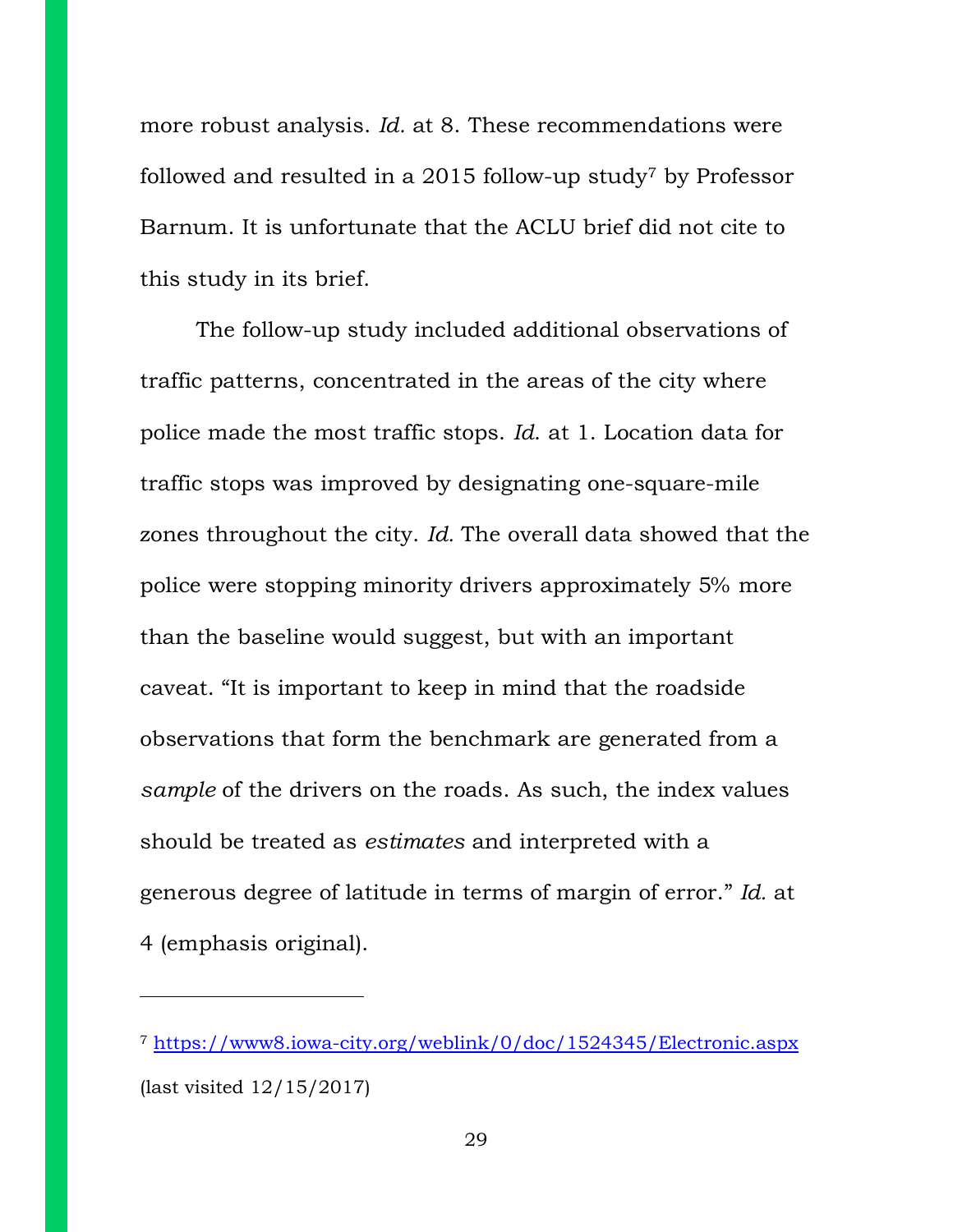more robust analysis. *Id.* at 8. These recommendations were followed and resulted in a 2015 follow-up study[7] by Professor Barnum. It is unfortunate that the ACLU brief did not cite to this study in its brief.

The follow-up study included additional observations of traffic patterns, concentrated in the areas of the city where police made the most traffic stops. *Id.* at 1. Location data for traffic stops was improved by designating one-square-mile zones throughout the city. *Id.* The overall data showed that the police were stopping minority drivers approximately 5% more than the baseline would suggest, but with an important caveat. "It is important to keep in mind that the roadside observations that form the benchmark are generated from a *sample* of the drivers on the roads. As such, the index values should be treated as *estimates* and interpreted with a generous degree of latitude in terms of margin of error." *Id.* at 4 (emphasis original).

---

[7] https://www8.iowa-city.org/weblink/0/doc/1524345/Electronic.aspx (last visited 12/15/2017)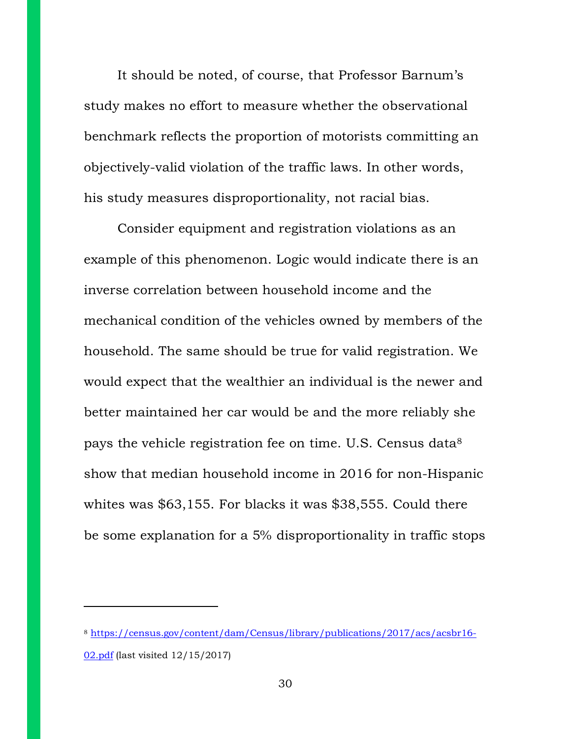It should be noted, of course, that Professor Barnum's study makes no effort to measure whether the observational benchmark reflects the proportion of motorists committing an objectively-valid violation of the traffic laws. In other words, his study measures disproportionality, not racial bias.

Consider equipment and registration violations as an example of this phenomenon. Logic would indicate there is an inverse correlation between household income and the mechanical condition of the vehicles owned by members of the household. The same should be true for valid registration. We would expect that the wealthier an individual is the newer and better maintained her car would be and the more reliably she pays the vehicle registration fee on time. U.S. Census data[8] show that median household income in 2016 for non-Hispanic whites was $63,155. For blacks it was $38,555. Could there be some explanation for a 5% disproportionality in traffic stops

---

[8] https://census.gov/content/dam/Census/library/publications/2017/acs/acsbr16-02.pdf (last visited 12/15/2017)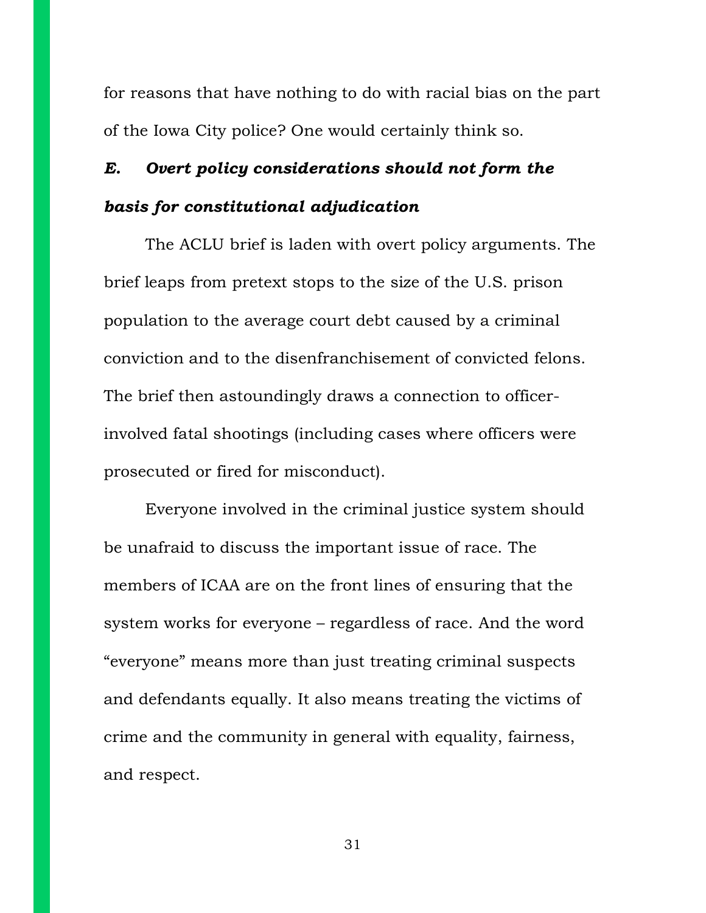for reasons that have nothing to do with racial bias on the part of the Iowa City police? One would certainly think so.

### *E. Overt policy considerations should not form the basis for constitutional adjudication*

The ACLU brief is laden with overt policy arguments. The brief leaps from pretext stops to the size of the U.S. prison population to the average court debt caused by a criminal conviction and to the disenfranchisement of convicted felons. The brief then astoundingly draws a connection to officer-involved fatal shootings (including cases where officers were prosecuted or fired for misconduct).

Everyone involved in the criminal justice system should be unafraid to discuss the important issue of race. The members of ICAA are on the front lines of ensuring that the system works for everyone – regardless of race. And the word "everyone" means more than just treating criminal suspects and defendants equally. It also means treating the victims of crime and the community in general with equality, fairness, and respect.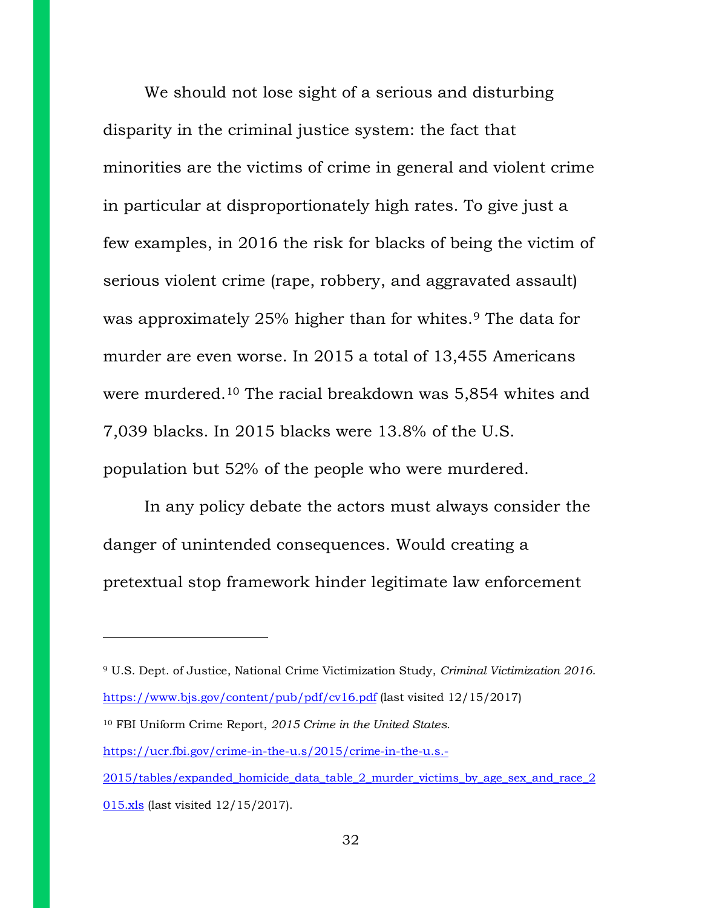We should not lose sight of a serious and disturbing disparity in the criminal justice system: the fact that minorities are the victims of crime in general and violent crime in particular at disproportionately high rates. To give just a few examples, in 2016 the risk for blacks of being the victim of serious violent crime (rape, robbery, and aggravated assault) was approximately 25% higher than for whites.[9] The data for murder are even worse. In 2015 a total of 13,455 Americans were murdered.[10] The racial breakdown was 5,854 whites and 7,039 blacks. In 2015 blacks were 13.8% of the U.S. population but 52% of the people who were murdered.

In any policy debate the actors must always consider the danger of unintended consequences. Would creating a pretextual stop framework hinder legitimate law enforcement

---

[9] U.S. Dept. of Justice, National Crime Victimization Study, *Criminal Victimization 2016*. https://www.bjs.gov/content/pub/pdf/cv16.pdf (last visited 12/15/2017)

[10] FBI Uniform Crime Report, *2015 Crime in the United States*. https://ucr.fbi.gov/crime-in-the-u.s/2015/crime-in-the-u.s.-2015/tables/expanded_homicide_data_table_2_murder_victims_by_age_sex_and_race_2015.xls (last visited 12/15/2017).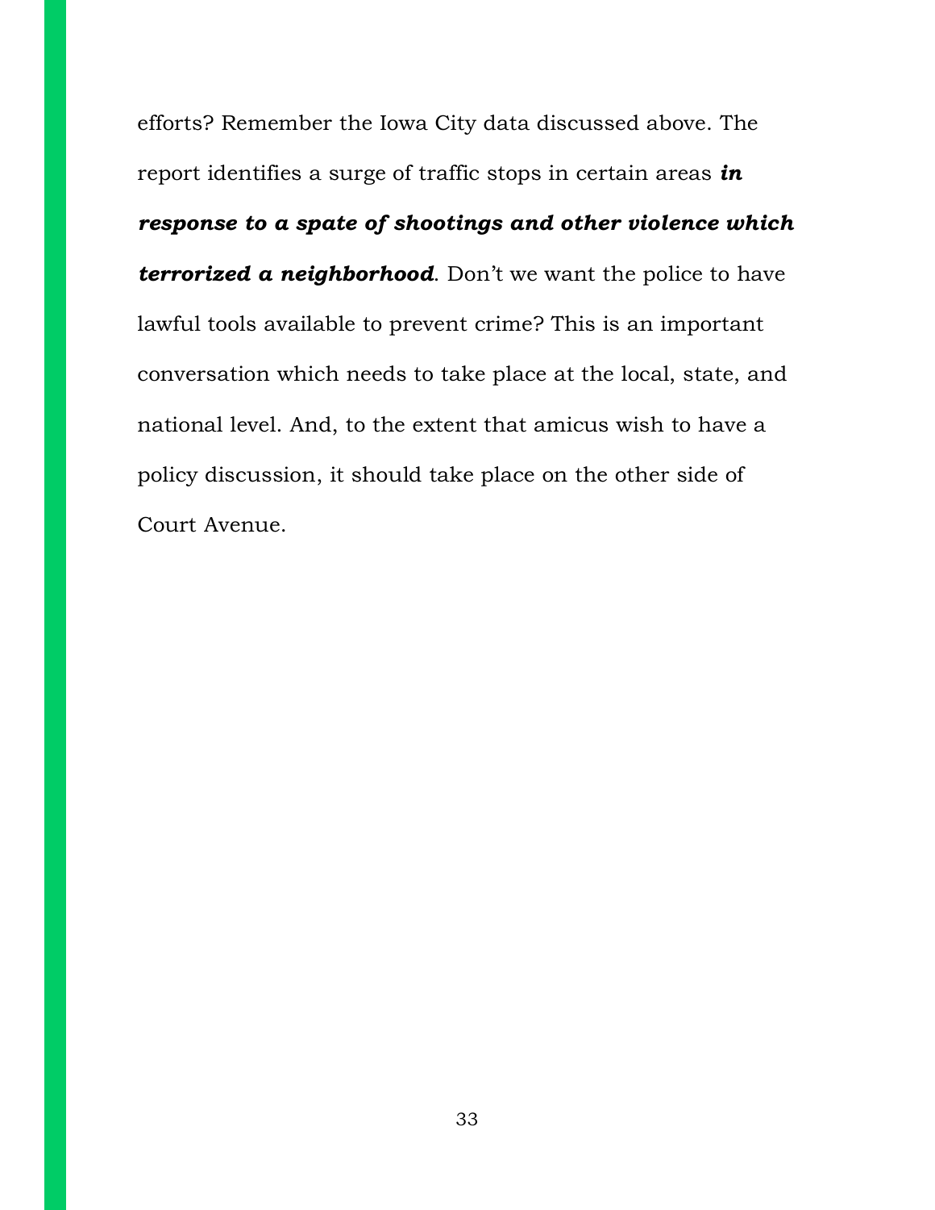efforts? Remember the Iowa City data discussed above. The report identifies a surge of traffic stops in certain areas ***in response to a spate of shootings and other violence which terrorized a neighborhood***. Don't we want the police to have lawful tools available to prevent crime? This is an important conversation which needs to take place at the local, state, and national level. And, to the extent that amicus wish to have a policy discussion, it should take place on the other side of Court Avenue.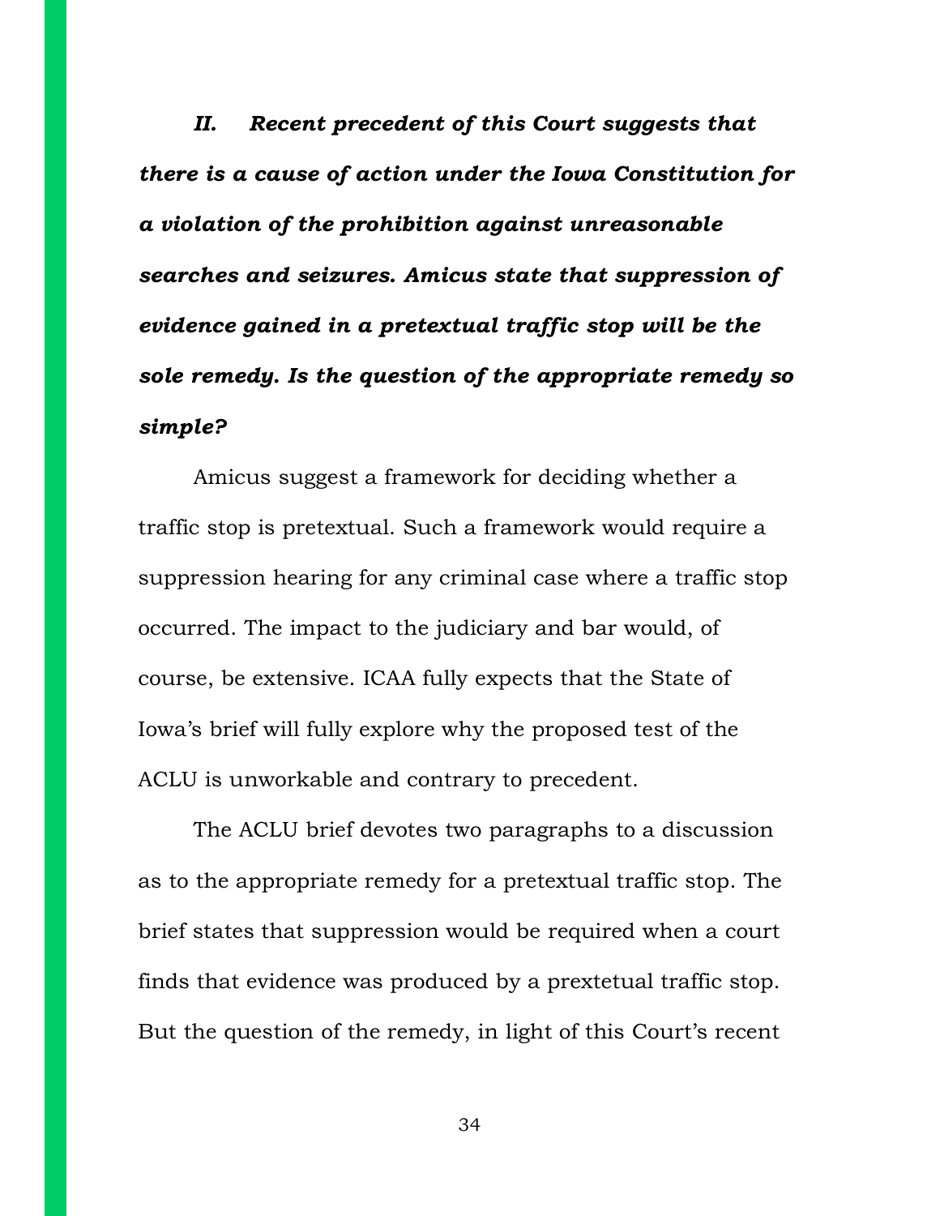***II. Recent precedent of this Court suggests that there is a cause of action under the Iowa Constitution for a violation of the prohibition against unreasonable searches and seizures. Amicus state that suppression of evidence gained in a pretextual traffic stop will be the sole remedy. Is the question of the appropriate remedy so simple?***

Amicus suggest a framework for deciding whether a traffic stop is pretextual. Such a framework would require a suppression hearing for any criminal case where a traffic stop occurred. The impact to the judiciary and bar would, of course, be extensive. ICAA fully expects that the State of Iowa's brief will fully explore why the proposed test of the ACLU is unworkable and contrary to precedent.

The ACLU brief devotes two paragraphs to a discussion as to the appropriate remedy for a pretextual traffic stop. The brief states that suppression would be required when a court finds that evidence was produced by a prxtetual traffic stop. But the question of the remedy, in light of this Court's recent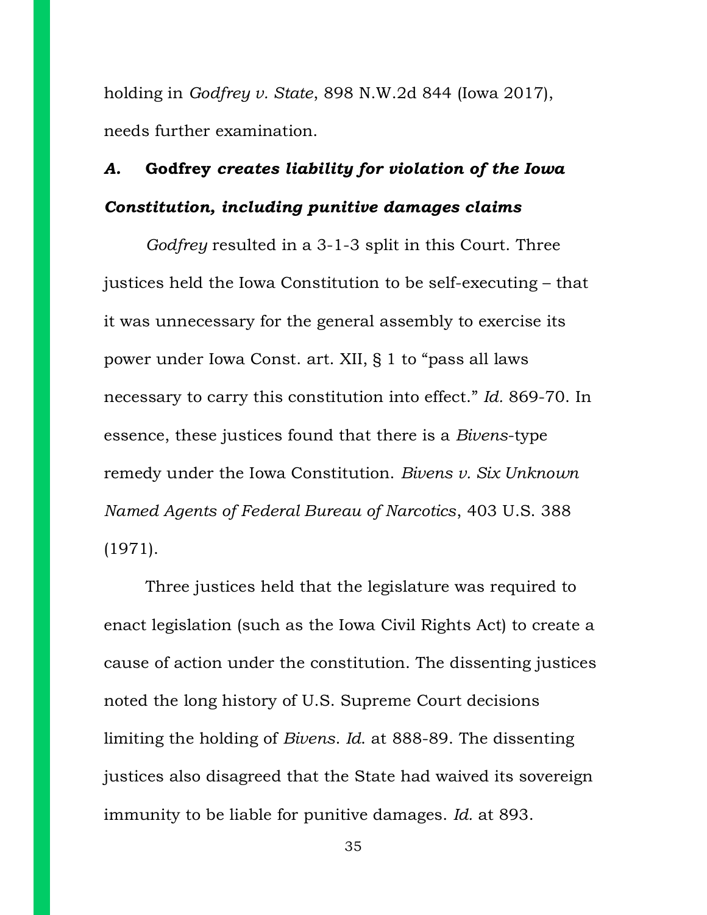holding in *Godfrey v. State*, 898 N.W.2d 844 (Iowa 2017), needs further examination.

### *A.* **Godfrey** *creates liability for violation of the Iowa Constitution, including punitive damages claims*

*Godfrey* resulted in a 3-1-3 split in this Court. Three justices held the Iowa Constitution to be self-executing – that it was unnecessary for the general assembly to exercise its power under Iowa Const. art. XII, § 1 to "pass all laws necessary to carry this constitution into effect." *Id.* 869-70. In essence, these justices found that there is a *Bivens*-type remedy under the Iowa Constitution. *Bivens v. Six Unknown Named Agents of Federal Bureau of Narcotics*, 403 U.S. 388 (1971).

Three justices held that the legislature was required to enact legislation (such as the Iowa Civil Rights Act) to create a cause of action under the constitution. The dissenting justices noted the long history of U.S. Supreme Court decisions limiting the holding of *Bivens*. *Id.* at 888-89. The dissenting justices also disagreed that the State had waived its sovereign immunity to be liable for punitive damages. *Id.* at 893.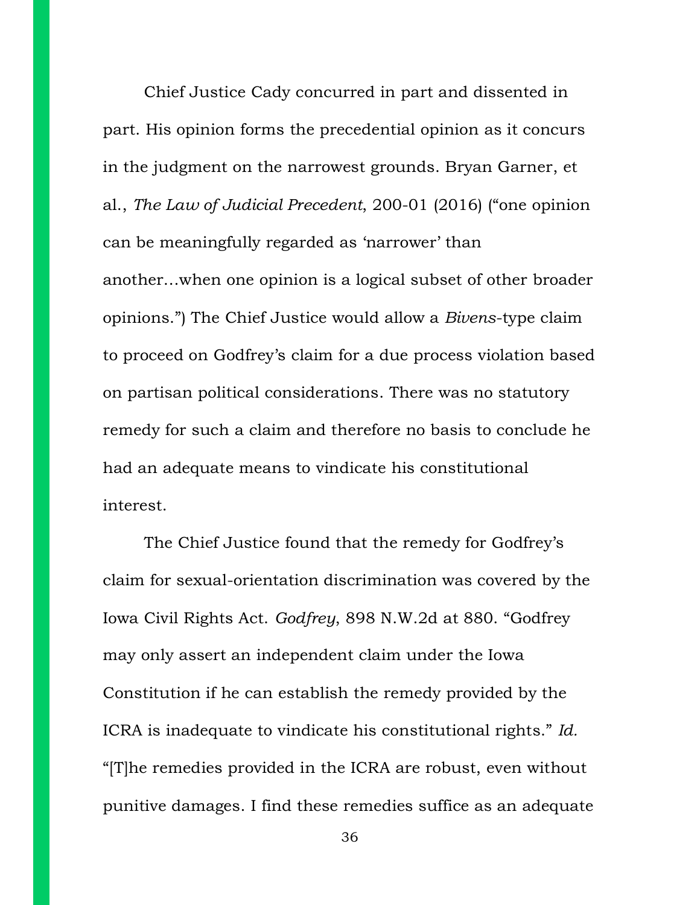Chief Justice Cady concurred in part and dissented in part. His opinion forms the precedential opinion as it concurs in the judgment on the narrowest grounds. Bryan Garner, et al., *The Law of Judicial Precedent*, 200-01 (2016) ("one opinion can be meaningfully regarded as 'narrower' than another…when one opinion is a logical subset of other broader opinions.") The Chief Justice would allow a *Bivens*-type claim to proceed on Godfrey's claim for a due process violation based on partisan political considerations. There was no statutory remedy for such a claim and therefore no basis to conclude he had an adequate means to vindicate his constitutional interest.

The Chief Justice found that the remedy for Godfrey's claim for sexual-orientation discrimination was covered by the Iowa Civil Rights Act. *Godfrey*, 898 N.W.2d at 880. "Godfrey may only assert an independent claim under the Iowa Constitution if he can establish the remedy provided by the ICRA is inadequate to vindicate his constitutional rights." *Id.* "[T]he remedies provided in the ICRA are robust, even without punitive damages. I find these remedies suffice as an adequate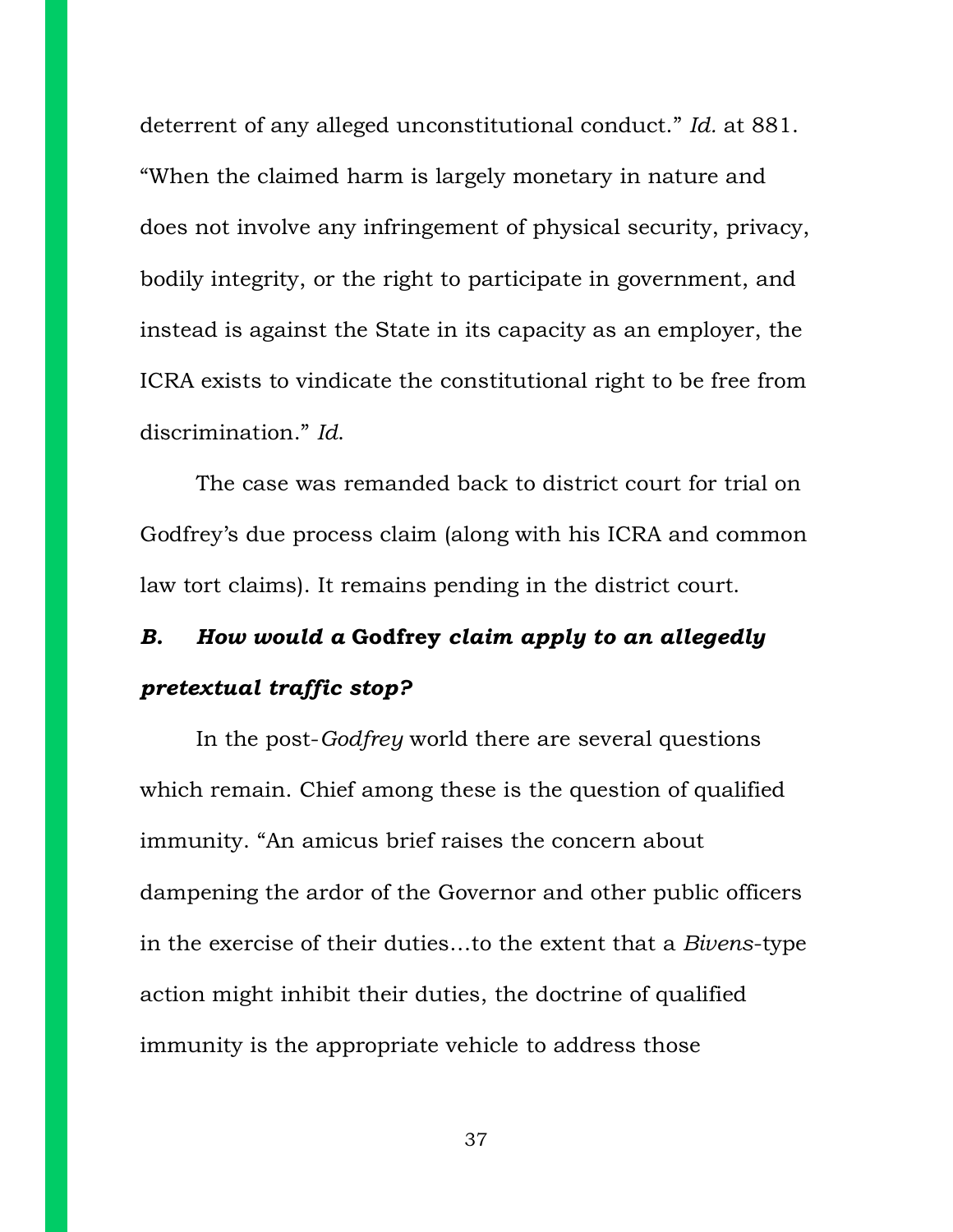deterrent of any alleged unconstitutional conduct." *Id.* at 881. "When the claimed harm is largely monetary in nature and does not involve any infringement of physical security, privacy, bodily integrity, or the right to participate in government, and instead is against the State in its capacity as an employer, the ICRA exists to vindicate the constitutional right to be free from discrimination." *Id.*

The case was remanded back to district court for trial on Godfrey's due process claim (along with his ICRA and common law tort claims). It remains pending in the district court.

### *B. How would a* **Godfrey** *claim apply to an allegedly pretextual traffic stop?*

In the post-*Godfrey* world there are several questions which remain. Chief among these is the question of qualified immunity. "An amicus brief raises the concern about dampening the ardor of the Governor and other public officers in the exercise of their duties…to the extent that a *Bivens*-type action might inhibit their duties, the doctrine of qualified immunity is the appropriate vehicle to address those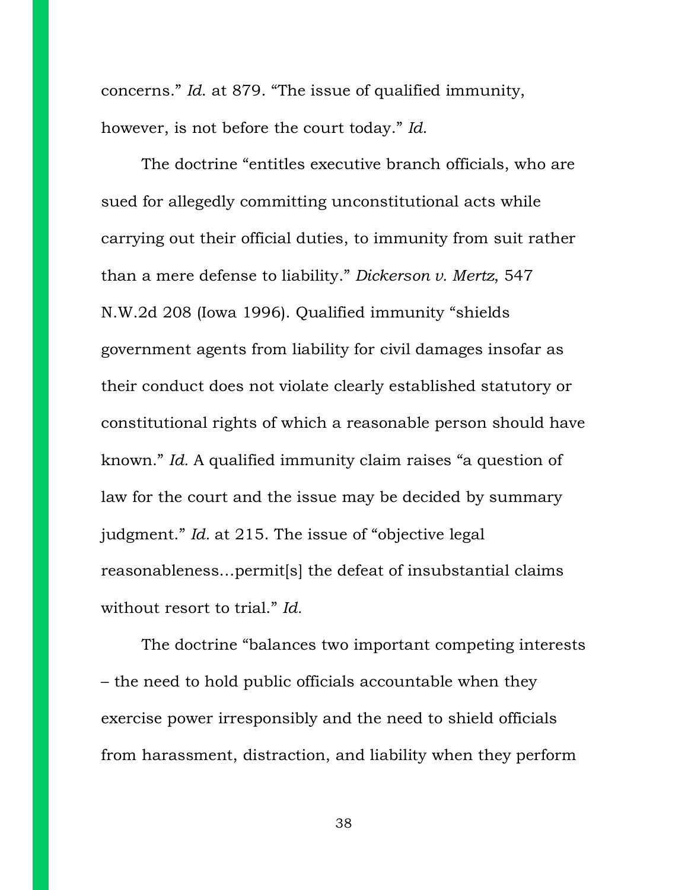concerns." *Id.* at 879. "The issue of qualified immunity, however, is not before the court today." *Id.*

The doctrine "entitles executive branch officials, who are sued for allegedly committing unconstitutional acts while carrying out their official duties, to immunity from suit rather than a mere defense to liability." *Dickerson v. Mertz*, 547 N.W.2d 208 (Iowa 1996). Qualified immunity "shields government agents from liability for civil damages insofar as their conduct does not violate clearly established statutory or constitutional rights of which a reasonable person should have known." *Id.* A qualified immunity claim raises "a question of law for the court and the issue may be decided by summary judgment." *Id.* at 215. The issue of "objective legal reasonableness…permit[s] the defeat of insubstantial claims without resort to trial." *Id.*

The doctrine "balances two important competing interests – the need to hold public officials accountable when they exercise power irresponsibly and the need to shield officials from harassment, distraction, and liability when they perform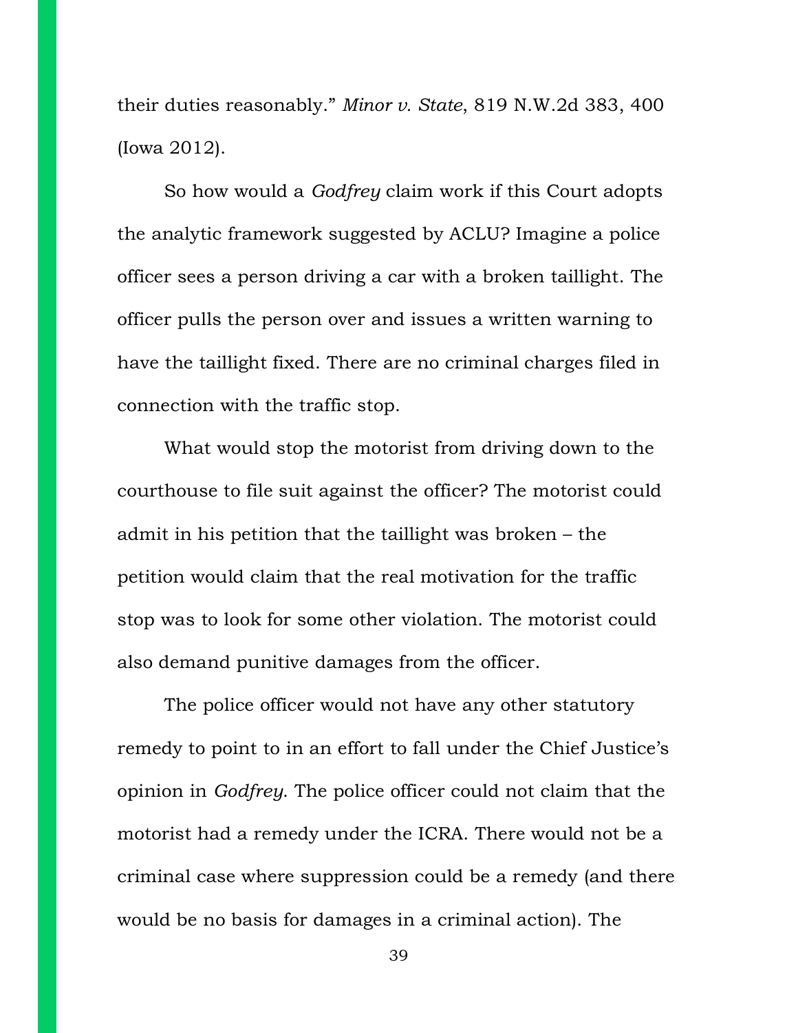their duties reasonably." *Minor v. State*, 819 N.W.2d 383, 400 (Iowa 2012).

So how would a *Godfrey* claim work if this Court adopts the analytic framework suggested by ACLU? Imagine a police officer sees a person driving a car with a broken taillight. The officer pulls the person over and issues a written warning to have the taillight fixed. There are no criminal charges filed in connection with the traffic stop.

What would stop the motorist from driving down to the courthouse to file suit against the officer? The motorist could admit in his petition that the taillight was broken – the petition would claim that the real motivation for the traffic stop was to look for some other violation. The motorist could also demand punitive damages from the officer.

The police officer would not have any other statutory remedy to point to in an effort to fall under the Chief Justice's opinion in *Godfrey*. The police officer could not claim that the motorist had a remedy under the ICRA. There would not be a criminal case where suppression could be a remedy (and there would be no basis for damages in a criminal action). The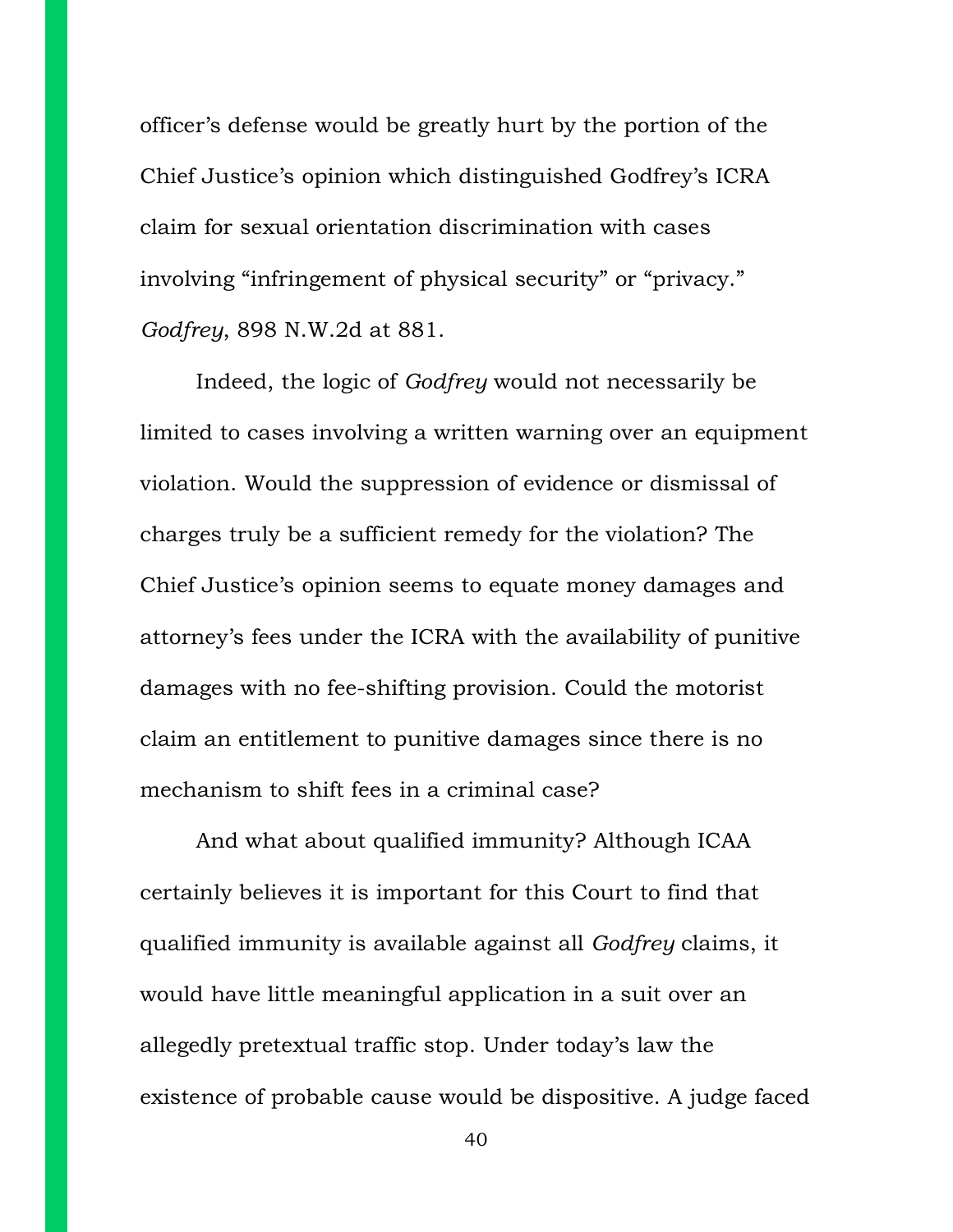officer's defense would be greatly hurt by the portion of the Chief Justice's opinion which distinguished Godfrey's ICRA claim for sexual orientation discrimination with cases involving "infringement of physical security" or "privacy." *Godfrey*, 898 N.W.2d at 881.

Indeed, the logic of *Godfrey* would not necessarily be limited to cases involving a written warning over an equipment violation. Would the suppression of evidence or dismissal of charges truly be a sufficient remedy for the violation? The Chief Justice's opinion seems to equate money damages and attorney's fees under the ICRA with the availability of punitive damages with no fee-shifting provision. Could the motorist claim an entitlement to punitive damages since there is no mechanism to shift fees in a criminal case?

And what about qualified immunity? Although ICAA certainly believes it is important for this Court to find that qualified immunity is available against all *Godfrey* claims, it would have little meaningful application in a suit over an allegedly pretextual traffic stop. Under today's law the existence of probable cause would be dispositive. A judge faced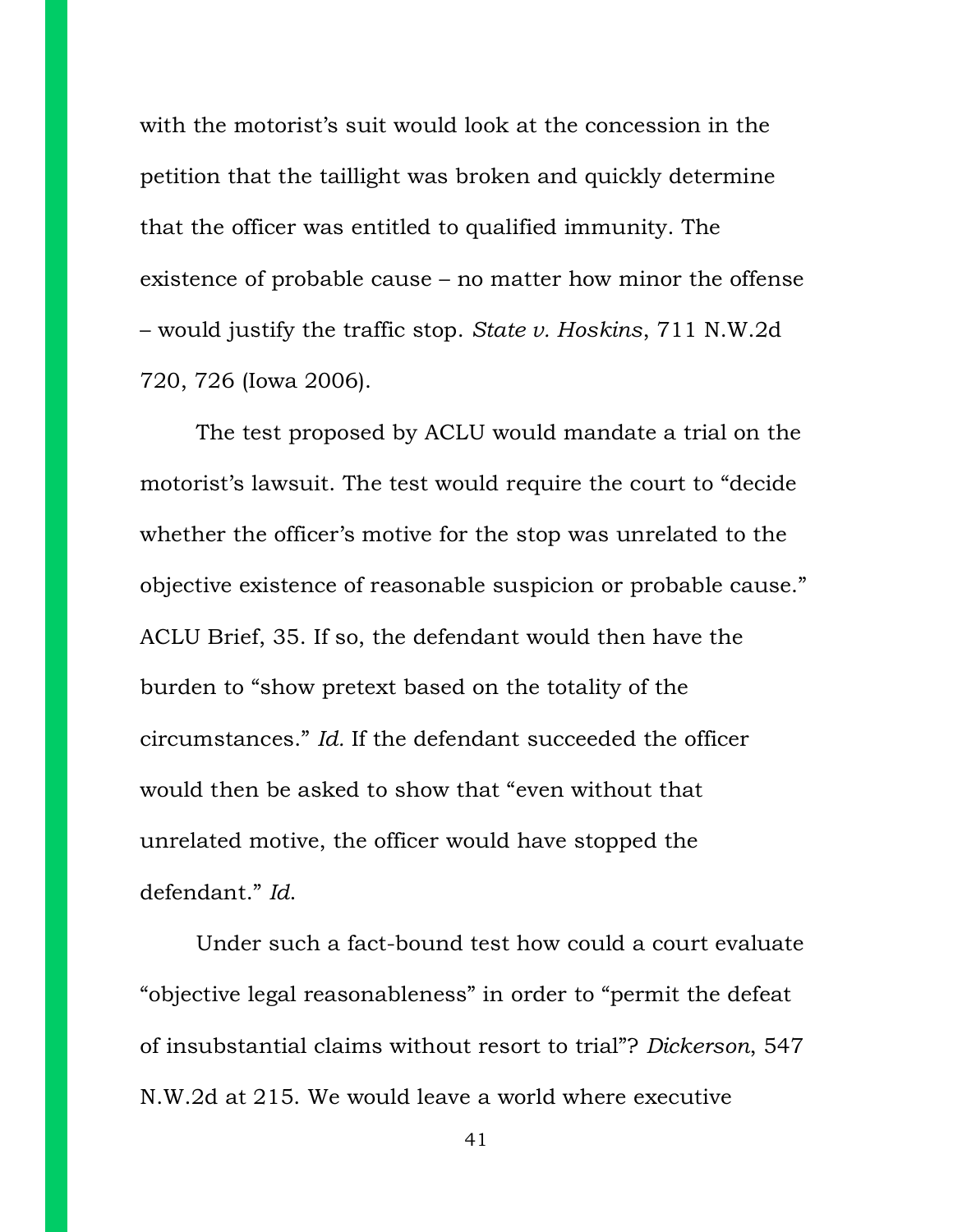with the motorist's suit would look at the concession in the petition that the taillight was broken and quickly determine that the officer was entitled to qualified immunity. The existence of probable cause – no matter how minor the offense – would justify the traffic stop. *State v. Hoskins*, 711 N.W.2d 720, 726 (Iowa 2006).

The test proposed by ACLU would mandate a trial on the motorist's lawsuit. The test would require the court to "decide whether the officer's motive for the stop was unrelated to the objective existence of reasonable suspicion or probable cause." ACLU Brief, 35. If so, the defendant would then have the burden to "show pretext based on the totality of the circumstances." *Id.* If the defendant succeeded the officer would then be asked to show that "even without that unrelated motive, the officer would have stopped the defendant." *Id.*

Under such a fact-bound test how could a court evaluate "objective legal reasonableness" in order to "permit the defeat of insubstantial claims without resort to trial"? *Dickerson*, 547 N.W.2d at 215. We would leave a world where executive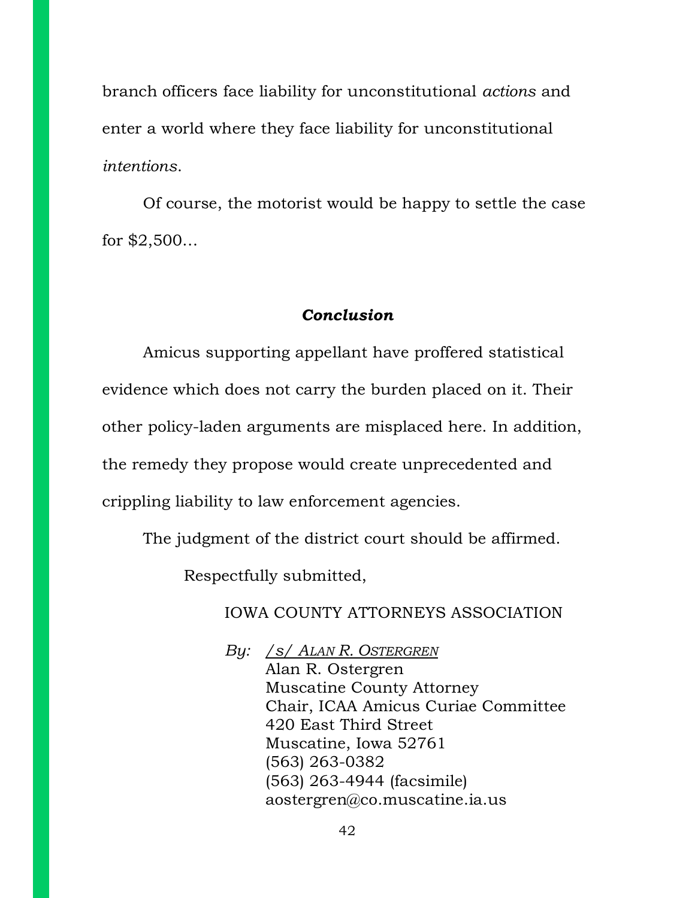branch officers face liability for unconstitutional *actions* and enter a world where they face liability for unconstitutional *intentions*.

Of course, the motorist would be happy to settle the case for $2,500…

### ***Conclusion***

Amicus supporting appellant have proffered statistical evidence which does not carry the burden placed on it. Their other policy-laden arguments are misplaced here. In addition, the remedy they propose would create unprecedented and crippling liability to law enforcement agencies.

The judgment of the district court should be affirmed.

Respectfully submitted,

IOWA COUNTY ATTORNEYS ASSOCIATION

*By:* */s/ ALAN R. OSTERGREN*
Alan R. Ostergren
Muscatine County Attorney
Chair, ICAA Amicus Curiae Committee
420 East Third Street
Muscatine, Iowa 52761
(563) 263-0382
(563) 263-4944 (facsimile)
aostergren@co.muscatine.ia.us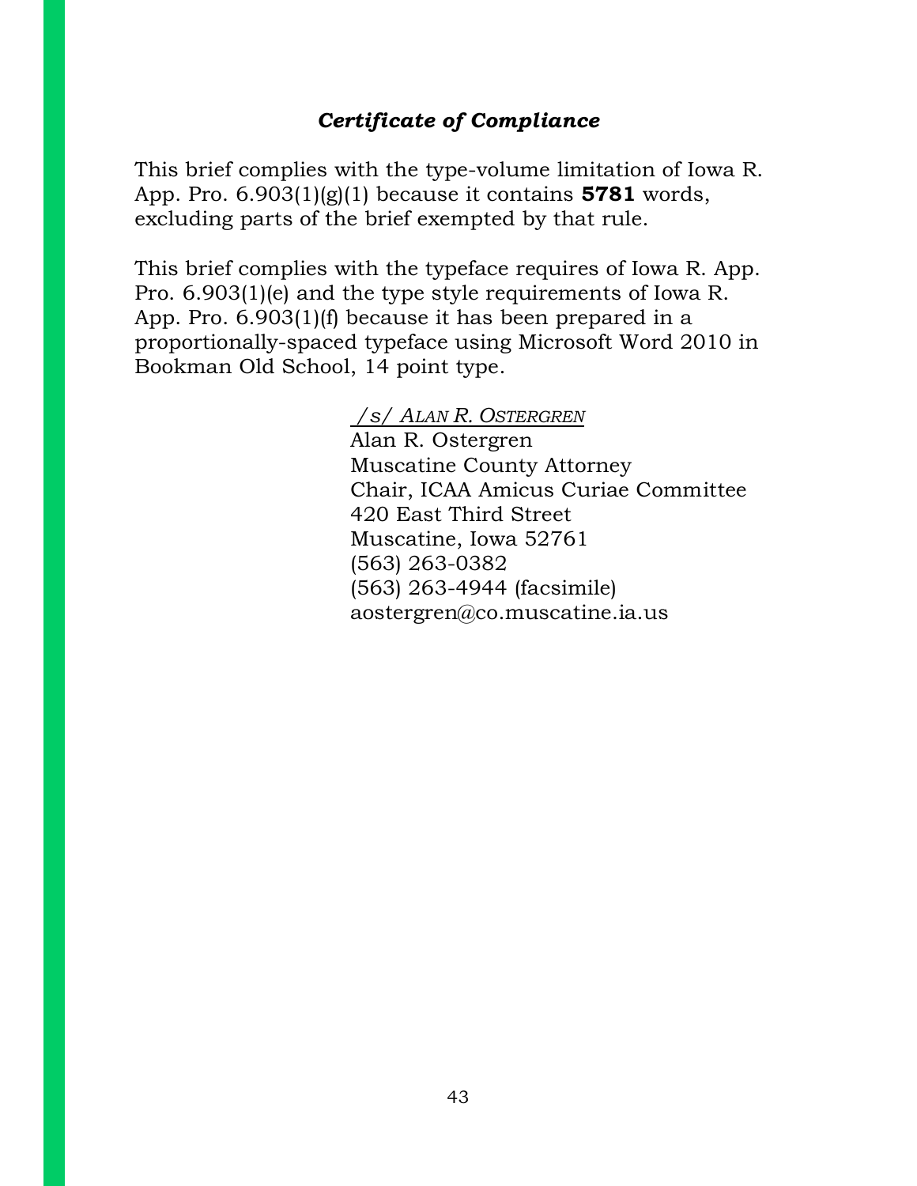### ***Certificate of Compliance***

This brief complies with the type-volume limitation of Iowa R. App. Pro. 6.903(1)(g)(1) because it contains **5781** words, excluding parts of the brief exempted by that rule.

This brief complies with the typeface requires of Iowa R. App. Pro. 6.903(1)(e) and the type style requirements of Iowa R. App. Pro. 6.903(1)(f) because it has been prepared in a proportionally-spaced typeface using Microsoft Word 2010 in Bookman Old School, 14 point type.

*/s/ ALAN R. OSTERGREN*
Alan R. Ostergren
Muscatine County Attorney
Chair, ICAA Amicus Curiae Committee
420 East Third Street
Muscatine, Iowa 52761
(563) 263-0382
(563) 263-4944 (facsimile)
aostergren@co.muscatine.ia.us